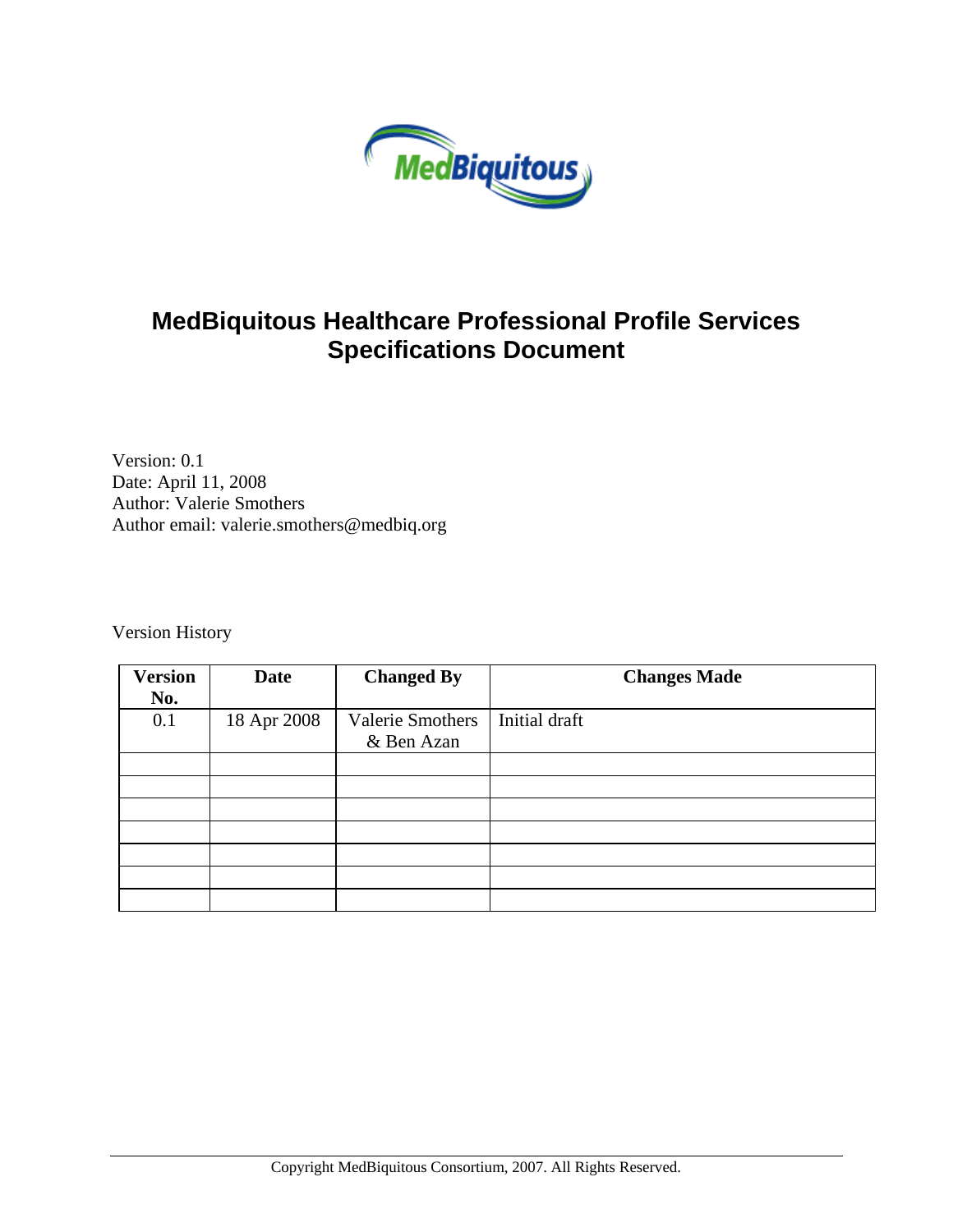# MedBiquitous Healthcare Professional Profile Services Specifications Document

Version: 0.1
Date: April 11, 2008
Author: Valerie Smothers
Author email: valerie.smothers@medbiq.org

Version History

| Version No. | Date | Changed By | Changes Made |
|---|---|---|---|
| 0.1 | 18 Apr 2008 | Valerie Smothers & Ben Azan | Initial draft |
| | | | |
| | | | |
| | | | |
| | | | |
| | | | |
| | | | |
| | | | |

Copyright MedBiquitous Consortium, 2007. All Rights Reserved.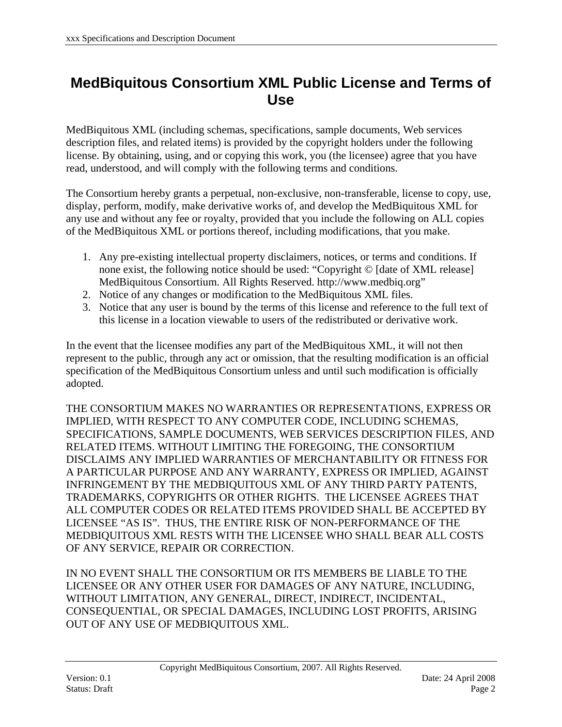# MedBiquitous Consortium XML Public License and Terms of Use

MedBiquitous XML (including schemas, specifications, sample documents, Web services description files, and related items) is provided by the copyright holders under the following license. By obtaining, using, and or copying this work, you (the licensee) agree that you have read, understood, and will comply with the following terms and conditions.

The Consortium hereby grants a perpetual, non-exclusive, non-transferable, license to copy, use, display, perform, modify, make derivative works of, and develop the MedBiquitous XML for any use and without any fee or royalty, provided that you include the following on ALL copies of the MedBiquitous XML or portions thereof, including modifications, that you make.

1. Any pre-existing intellectual property disclaimers, notices, or terms and conditions. If none exist, the following notice should be used: "Copyright © [date of XML release] MedBiquitous Consortium. All Rights Reserved. http://www.medbiq.org"
2. Notice of any changes or modification to the MedBiquitous XML files.
3. Notice that any user is bound by the terms of this license and reference to the full text of this license in a location viewable to users of the redistributed or derivative work.

In the event that the licensee modifies any part of the MedBiquitous XML, it will not then represent to the public, through any act or omission, that the resulting modification is an official specification of the MedBiquitous Consortium unless and until such modification is officially adopted.

THE CONSORTIUM MAKES NO WARRANTIES OR REPRESENTATIONS, EXPRESS OR IMPLIED, WITH RESPECT TO ANY COMPUTER CODE, INCLUDING SCHEMAS, SPECIFICATIONS, SAMPLE DOCUMENTS, WEB SERVICES DESCRIPTION FILES, AND RELATED ITEMS. WITHOUT LIMITING THE FOREGOING, THE CONSORTIUM DISCLAIMS ANY IMPLIED WARRANTIES OF MERCHANTABILITY OR FITNESS FOR A PARTICULAR PURPOSE AND ANY WARRANTY, EXPRESS OR IMPLIED, AGAINST INFRINGEMENT BY THE MEDBIQUITOUS XML OF ANY THIRD PARTY PATENTS, TRADEMARKS, COPYRIGHTS OR OTHER RIGHTS. THE LICENSEE AGREES THAT ALL COMPUTER CODES OR RELATED ITEMS PROVIDED SHALL BE ACCEPTED BY LICENSEE "AS IS". THUS, THE ENTIRE RISK OF NON-PERFORMANCE OF THE MEDBIQUITOUS XML RESTS WITH THE LICENSEE WHO SHALL BEAR ALL COSTS OF ANY SERVICE, REPAIR OR CORRECTION.

IN NO EVENT SHALL THE CONSORTIUM OR ITS MEMBERS BE LIABLE TO THE LICENSEE OR ANY OTHER USER FOR DAMAGES OF ANY NATURE, INCLUDING, WITHOUT LIMITATION, ANY GENERAL, DIRECT, INDIRECT, INCIDENTAL, CONSEQUENTIAL, OR SPECIAL DAMAGES, INCLUDING LOST PROFITS, ARISING OUT OF ANY USE OF MEDBIQUITOUS XML.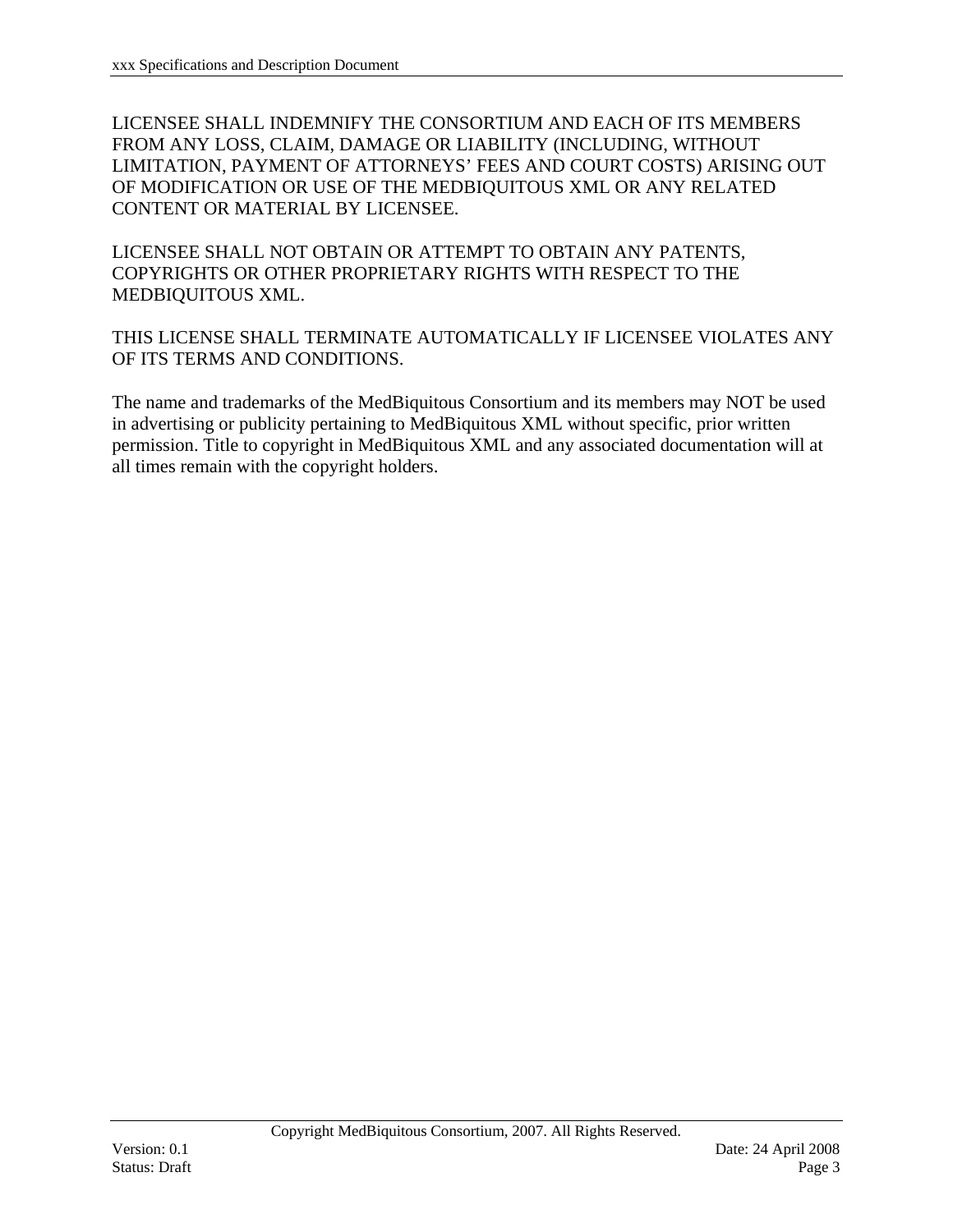LICENSEE SHALL INDEMNIFY THE CONSORTIUM AND EACH OF ITS MEMBERS FROM ANY LOSS, CLAIM, DAMAGE OR LIABILITY (INCLUDING, WITHOUT LIMITATION, PAYMENT OF ATTORNEYS' FEES AND COURT COSTS) ARISING OUT OF MODIFICATION OR USE OF THE MEDBIQUITOUS XML OR ANY RELATED CONTENT OR MATERIAL BY LICENSEE.

LICENSEE SHALL NOT OBTAIN OR ATTEMPT TO OBTAIN ANY PATENTS, COPYRIGHTS OR OTHER PROPRIETARY RIGHTS WITH RESPECT TO THE MEDBIQUITOUS XML.

THIS LICENSE SHALL TERMINATE AUTOMATICALLY IF LICENSEE VIOLATES ANY OF ITS TERMS AND CONDITIONS.

The name and trademarks of the MedBiquitous Consortium and its members may NOT be used in advertising or publicity pertaining to MedBiquitous XML without specific, prior written permission. Title to copyright in MedBiquitous XML and any associated documentation will at all times remain with the copyright holders.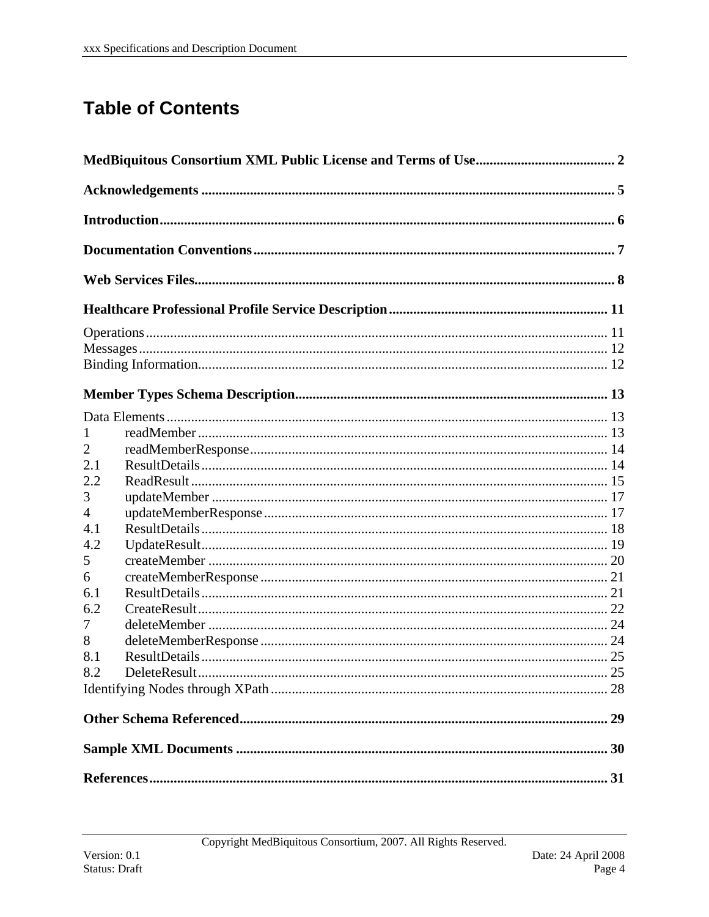# Table of Contents

**MedBiquitous Consortium XML Public License and Terms of Use** ........................................ 2

**Acknowledgements** ........................................ 5

**Introduction** ........................................ 6

**Documentation Conventions** ........................................ 7

**Web Services Files** ........................................ 8

**Healthcare Professional Profile Service Description** ........................................ 11

Operations ........................................ 11
Messages ........................................ 12
Binding Information ........................................ 12

**Member Types Schema Description** ........................................ 13

Data Elements ........................................ 13
1 readMember ........................................ 13
2 readMemberResponse ........................................ 14
2.1 ResultDetails ........................................ 14
2.2 ReadResult ........................................ 15
3 updateMember ........................................ 17
4 updateMemberResponse ........................................ 17
4.1 ResultDetails ........................................ 18
4.2 UpdateResult ........................................ 19
5 createMember ........................................ 20
6 createMemberResponse ........................................ 21
6.1 ResultDetails ........................................ 21
6.2 CreateResult ........................................ 22
7 deleteMember ........................................ 24
8 deleteMemberResponse ........................................ 24
8.1 ResultDetails ........................................ 25
8.2 DeleteResult ........................................ 25
Identifying Nodes through XPath ........................................ 28

**Other Schema Referenced** ........................................ 29

**Sample XML Documents** ........................................ 30

**References** ........................................ 31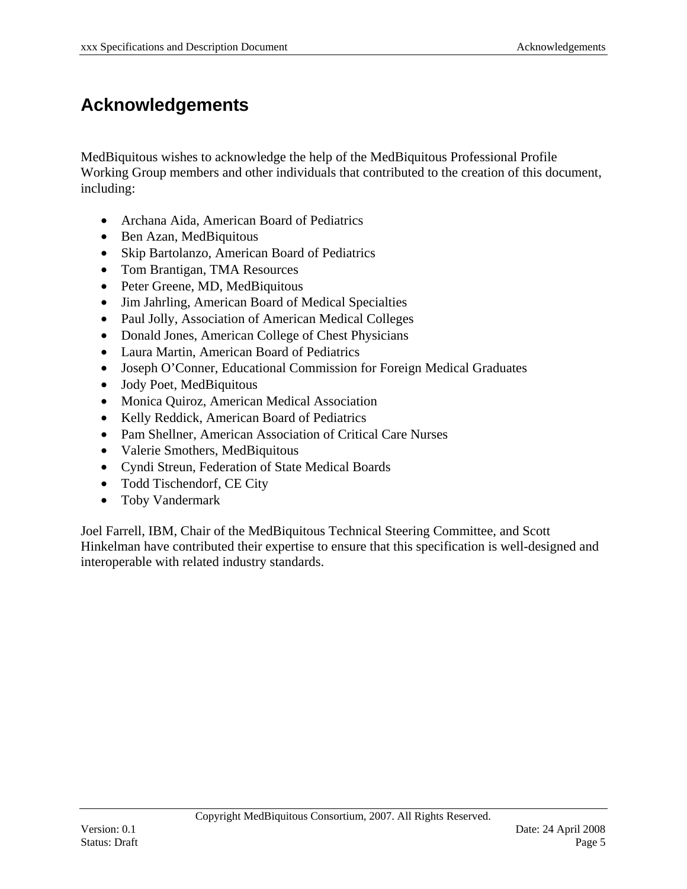# Acknowledgements

MedBiquitous wishes to acknowledge the help of the MedBiquitous Professional Profile Working Group members and other individuals that contributed to the creation of this document, including:

- Archana Aida, American Board of Pediatrics
- Ben Azan, MedBiquitous
- Skip Bartolanzo, American Board of Pediatrics
- Tom Brantigan, TMA Resources
- Peter Greene, MD, MedBiquitous
- Jim Jahrling, American Board of Medical Specialties
- Paul Jolly, Association of American Medical Colleges
- Donald Jones, American College of Chest Physicians
- Laura Martin, American Board of Pediatrics
- Joseph O'Conner, Educational Commission for Foreign Medical Graduates
- Jody Poet, MedBiquitous
- Monica Quiroz, American Medical Association
- Kelly Reddick, American Board of Pediatrics
- Pam Shellner, American Association of Critical Care Nurses
- Valerie Smothers, MedBiquitous
- Cyndi Streun, Federation of State Medical Boards
- Todd Tischendorf, CE City
- Toby Vandermark

Joel Farrell, IBM, Chair of the MedBiquitous Technical Steering Committee, and Scott Hinkelman have contributed their expertise to ensure that this specification is well-designed and interoperable with related industry standards.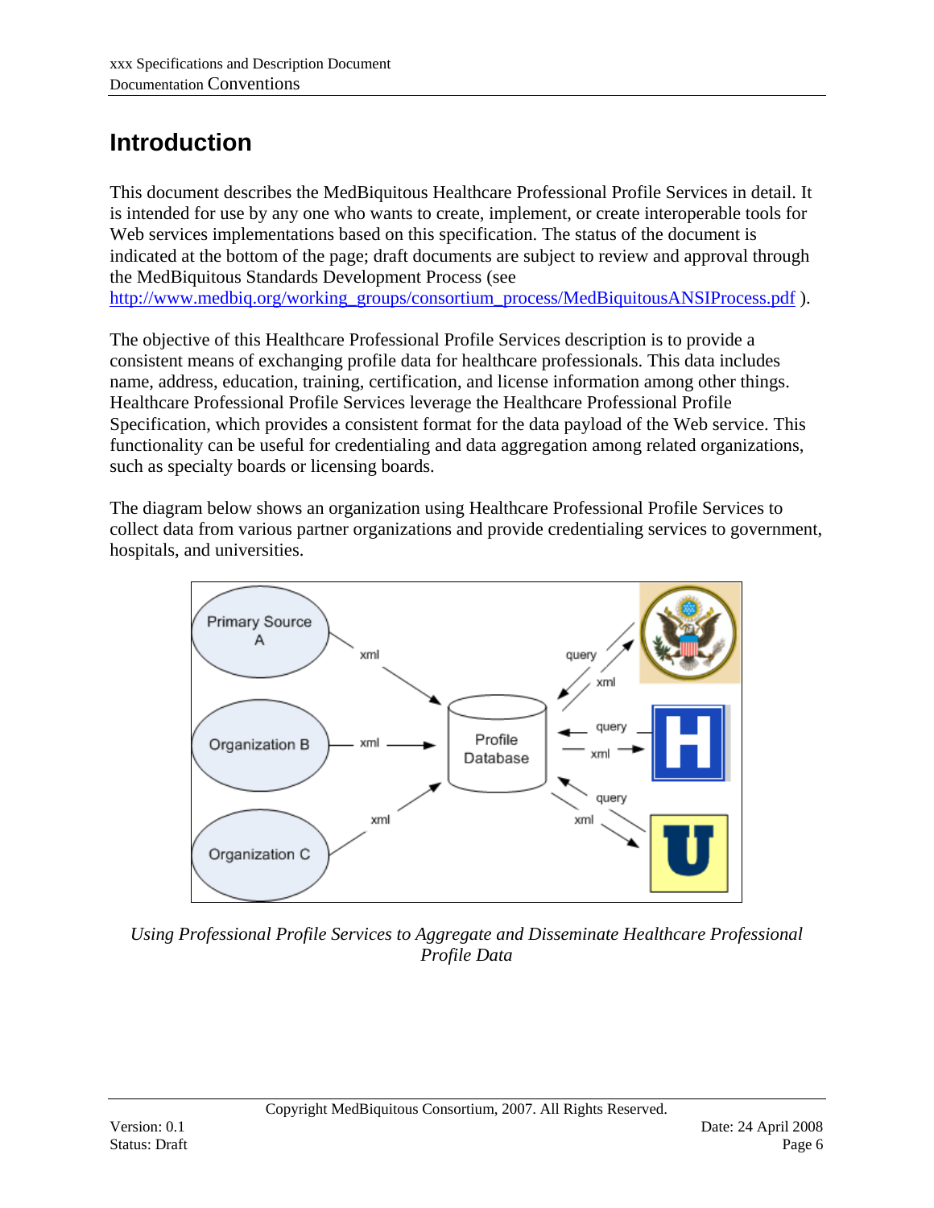# Introduction

This document describes the MedBiquitous Healthcare Professional Profile Services in detail. It is intended for use by any one who wants to create, implement, or create interoperable tools for Web services implementations based on this specification. The status of the document is indicated at the bottom of the page; draft documents are subject to review and approval through the MedBiquitous Standards Development Process (see http://www.medbiq.org/working_groups/consortium_process/MedBiquitousANSIProcess.pdf ).

The objective of this Healthcare Professional Profile Services description is to provide a consistent means of exchanging profile data for healthcare professionals. This data includes name, address, education, training, certification, and license information among other things. Healthcare Professional Profile Services leverage the Healthcare Professional Profile Specification, which provides a consistent format for the data payload of the Web service. This functionality can be useful for credentialing and data aggregation among related organizations, such as specialty boards or licensing boards.

The diagram below shows an organization using Healthcare Professional Profile Services to collect data from various partner organizations and provide credentialing services to government, hospitals, and universities.

*Using Professional Profile Services to Aggregate and Disseminate Healthcare Professional Profile Data*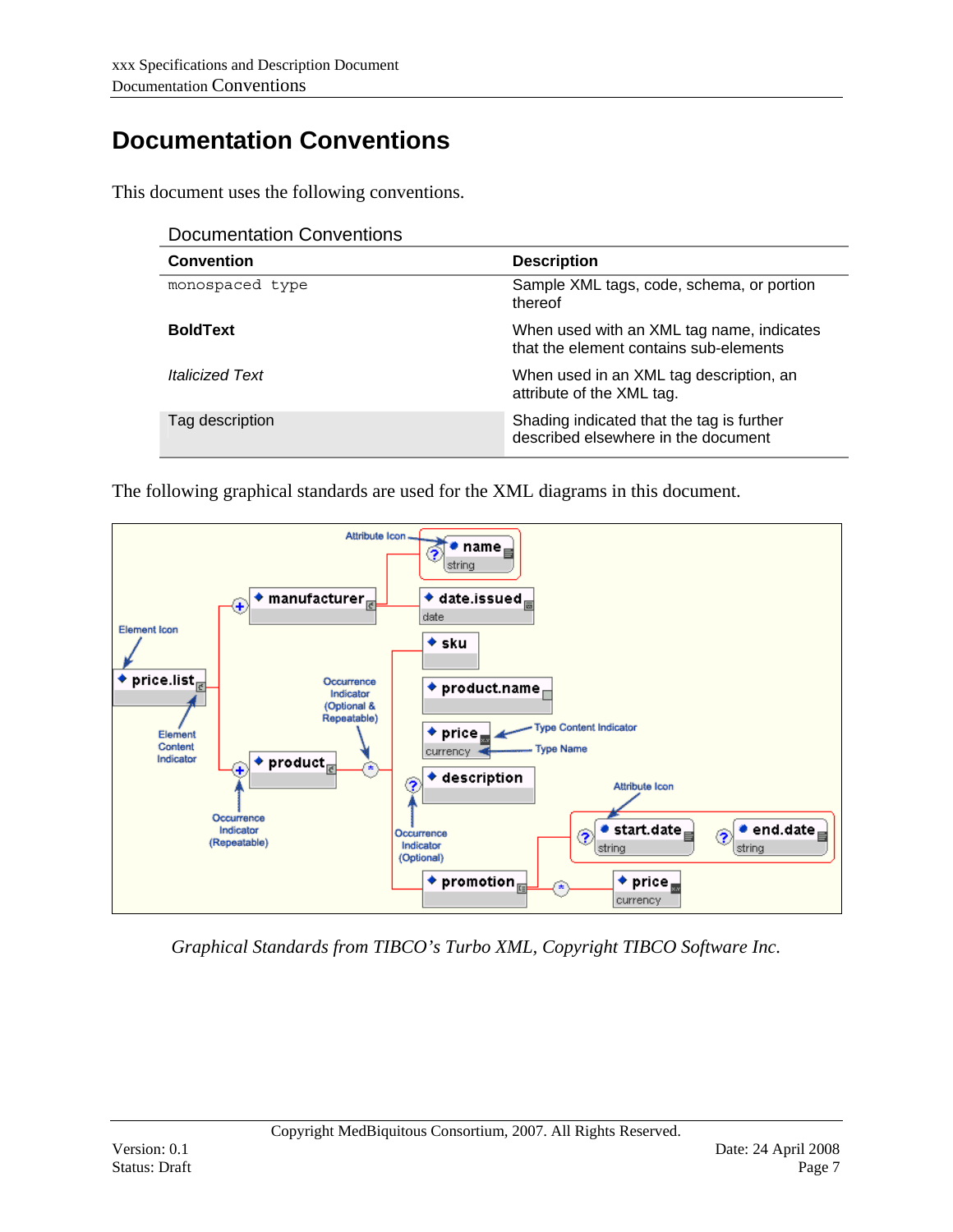# Documentation Conventions

This document uses the following conventions.

Documentation Conventions

| Convention | Description |
|---|---|
| `monospaced type` | Sample XML tags, code, schema, or portion thereof |
| **BoldText** | When used with an XML tag name, indicates that the element contains sub-elements |
| *Italicized Text* | When used in an XML tag description, an attribute of the XML tag. |
| Tag description | Shading indicated that the tag is further described elsewhere in the document |

The following graphical standards are used for the XML diagrams in this document.

*Graphical Standards from TIBCO's Turbo XML, Copyright TIBCO Software Inc.*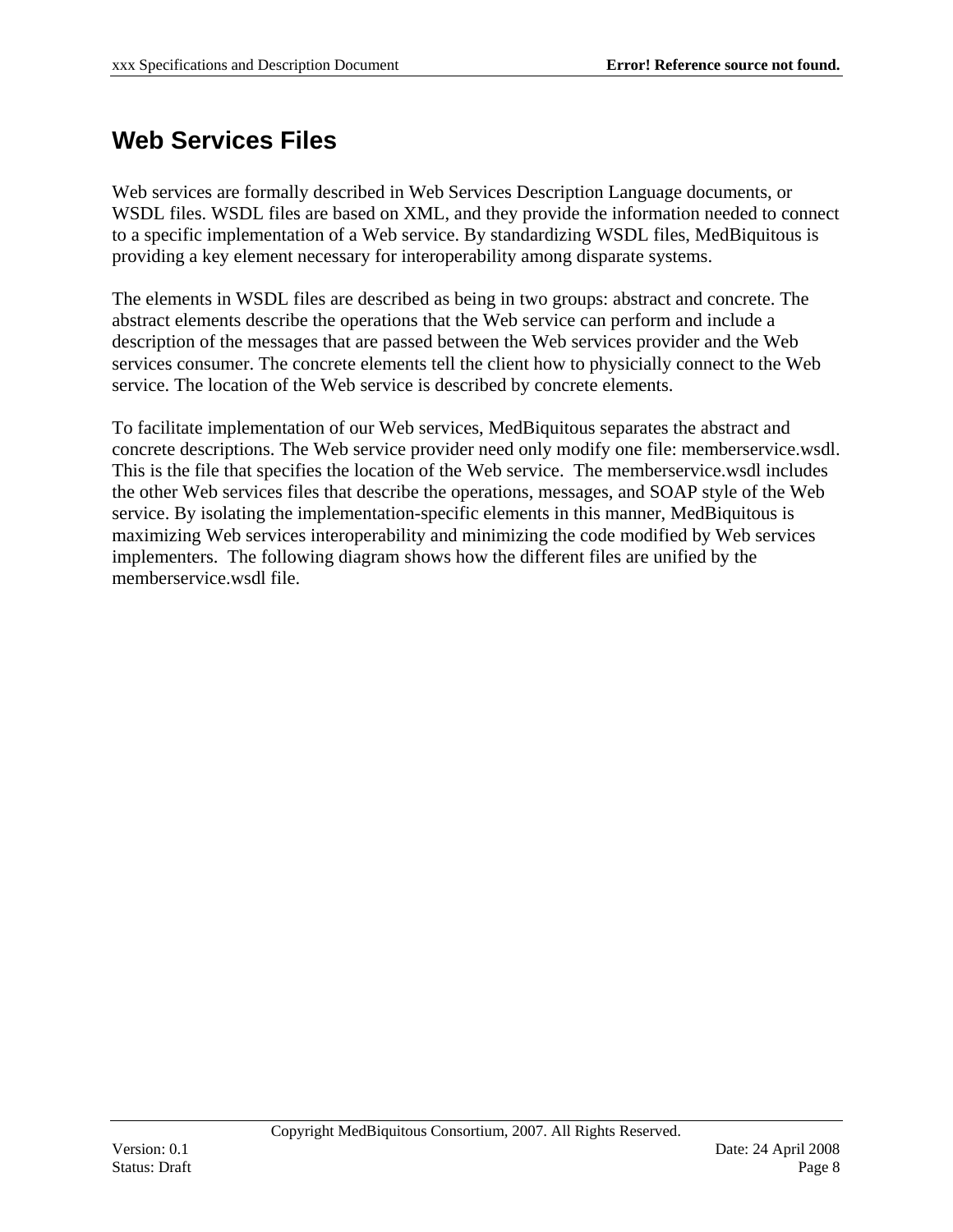# Web Services Files

Web services are formally described in Web Services Description Language documents, or WSDL files. WSDL files are based on XML, and they provide the information needed to connect to a specific implementation of a Web service. By standardizing WSDL files, MedBiquitous is providing a key element necessary for interoperability among disparate systems.

The elements in WSDL files are described as being in two groups: abstract and concrete. The abstract elements describe the operations that the Web service can perform and include a description of the messages that are passed between the Web services provider and the Web services consumer. The concrete elements tell the client how to physicially connect to the Web service. The location of the Web service is described by concrete elements.

To facilitate implementation of our Web services, MedBiquitous separates the abstract and concrete descriptions. The Web service provider need only modify one file: memberservice.wsdl. This is the file that specifies the location of the Web service. The memberservice.wsdl includes the other Web services files that describe the operations, messages, and SOAP style of the Web service. By isolating the implementation-specific elements in this manner, MedBiquitous is maximizing Web services interoperability and minimizing the code modified by Web services implementers. The following diagram shows how the different files are unified by the memberservice.wsdl file.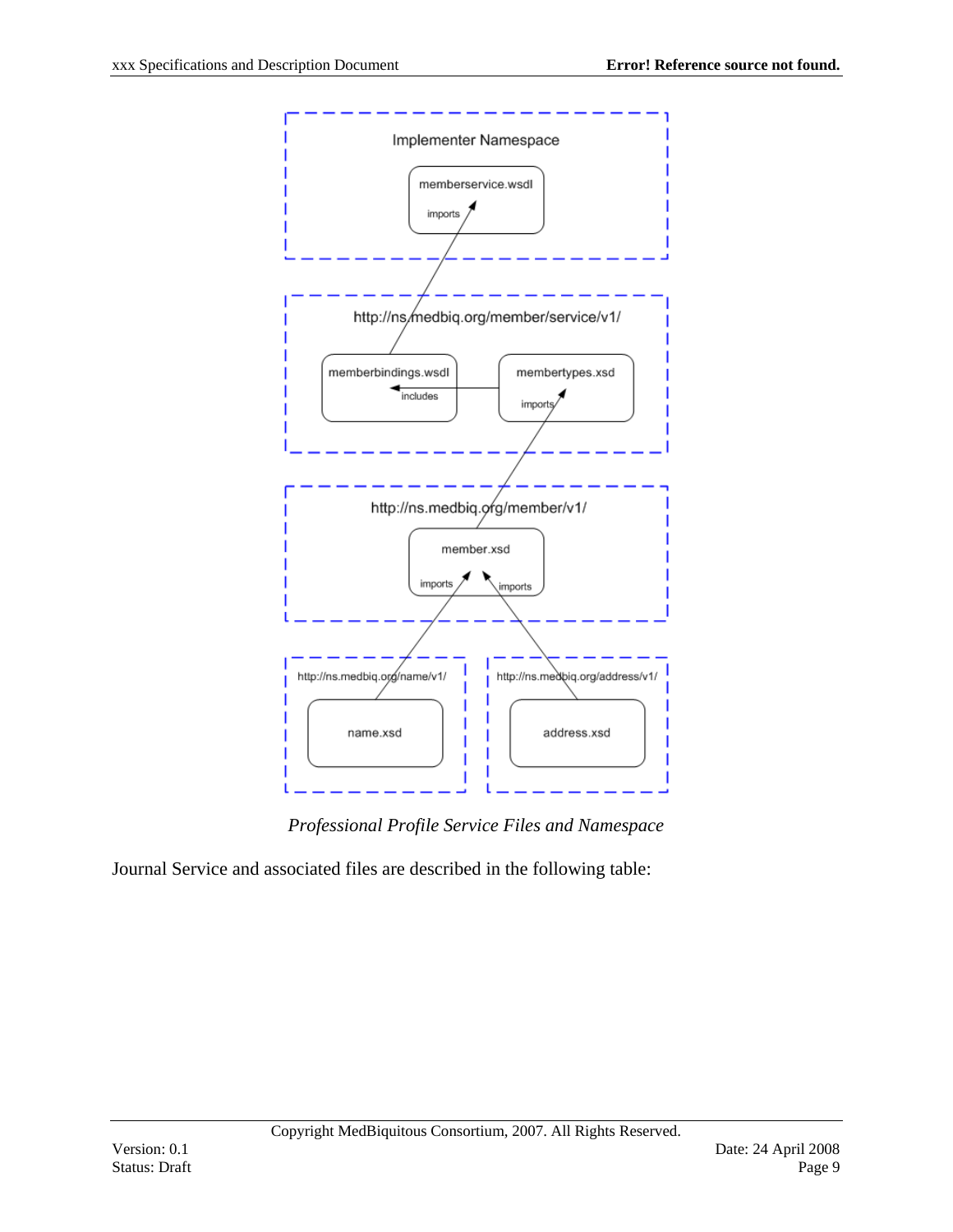*Professional Profile Service Files and Namespace*

Journal Service and associated files are described in the following table: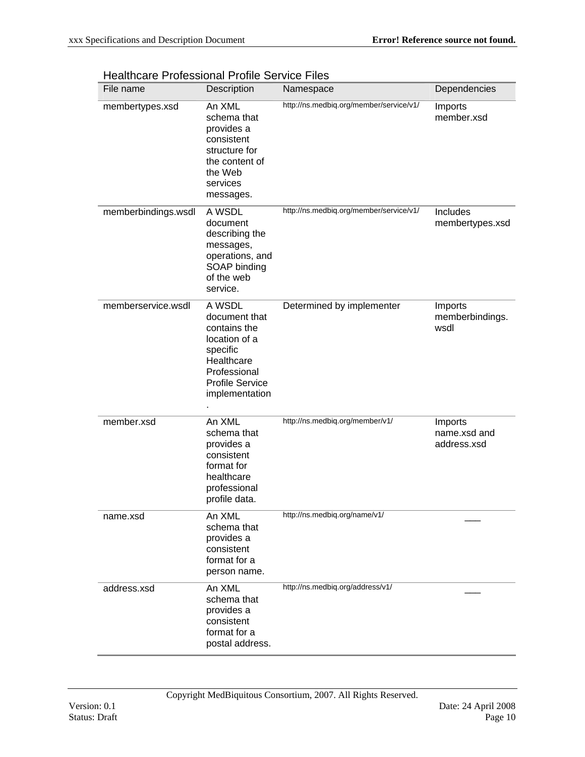Healthcare Professional Profile Service Files

| File name | Description | Namespace | Dependencies |
|---|---|---|---|
| membertypes.xsd | An XML schema that provides a consistent structure for the content of the Web services messages. | http://ns.medbiq.org/member/service/v1/ | Imports member.xsd |
| memberbindings.wsdl | A WSDL document describing the messages, operations, and SOAP binding of the web service. | http://ns.medbiq.org/member/service/v1/ | Includes membertypes.xsd |
| memberservice.wsdl | A WSDL document that contains the location of a specific Healthcare Professional Profile Service implementation. | Determined by implementer | Imports memberbindings.wsdl |
| member.xsd | An XML schema that provides a consistent format for healthcare professional profile data. | http://ns.medbiq.org/member/v1/ | Imports name.xsd and address.xsd |
| name.xsd | An XML schema that provides a consistent format for a person name. | http://ns.medbiq.org/name/v1/ | ___ |
| address.xsd | An XML schema that provides a consistent format for a postal address. | http://ns.medbiq.org/address/v1/ | ___ |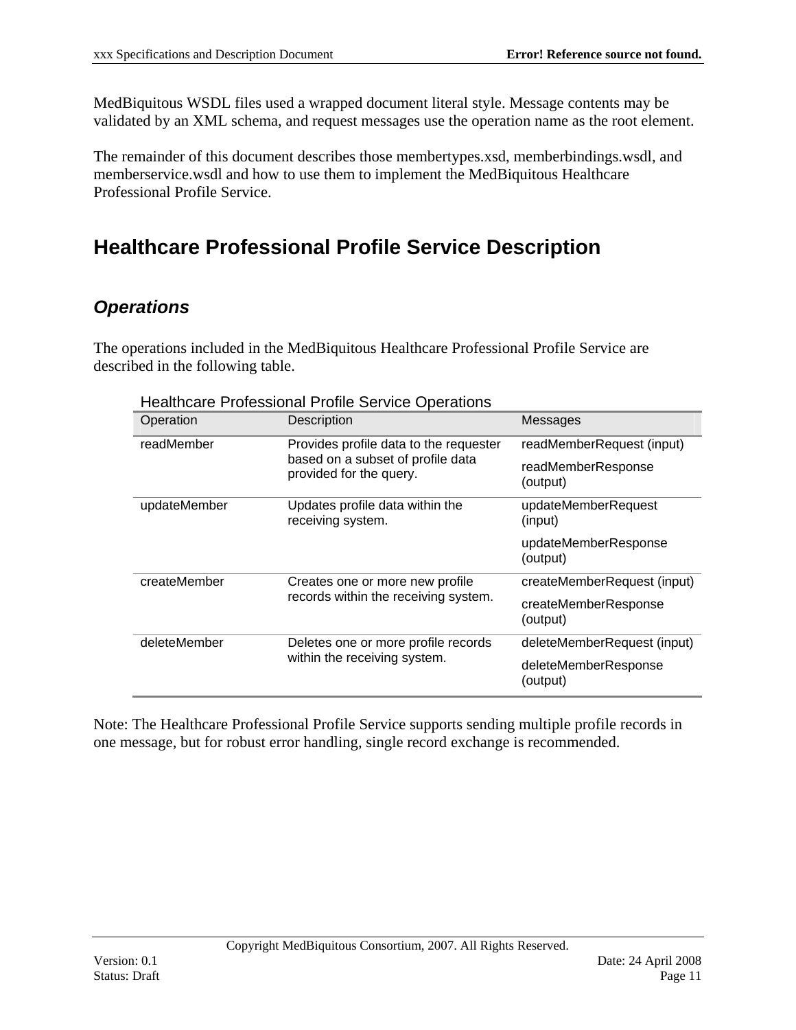MedBiquitous WSDL files used a wrapped document literal style. Message contents may be validated by an XML schema, and request messages use the operation name as the root element.

The remainder of this document describes those membertypes.xsd, memberbindings.wsdl, and memberservice.wsdl and how to use them to implement the MedBiquitous Healthcare Professional Profile Service.

# Healthcare Professional Profile Service Description

## *Operations*

The operations included in the MedBiquitous Healthcare Professional Profile Service are described in the following table.

Healthcare Professional Profile Service Operations

| Operation | Description | Messages |
|---|---|---|
| readMember | Provides profile data to the requester based on a subset of profile data provided for the query. | readMemberRequest (input)<br>readMemberResponse (output) |
| updateMember | Updates profile data within the receiving system. | updateMemberRequest (input)<br>updateMemberResponse (output) |
| createMember | Creates one or more new profile records within the receiving system. | createMemberRequest (input)<br>createMemberResponse (output) |
| deleteMember | Deletes one or more profile records within the receiving system. | deleteMemberRequest (input)<br>deleteMemberResponse (output) |

Note: The Healthcare Professional Profile Service supports sending multiple profile records in one message, but for robust error handling, single record exchange is recommended.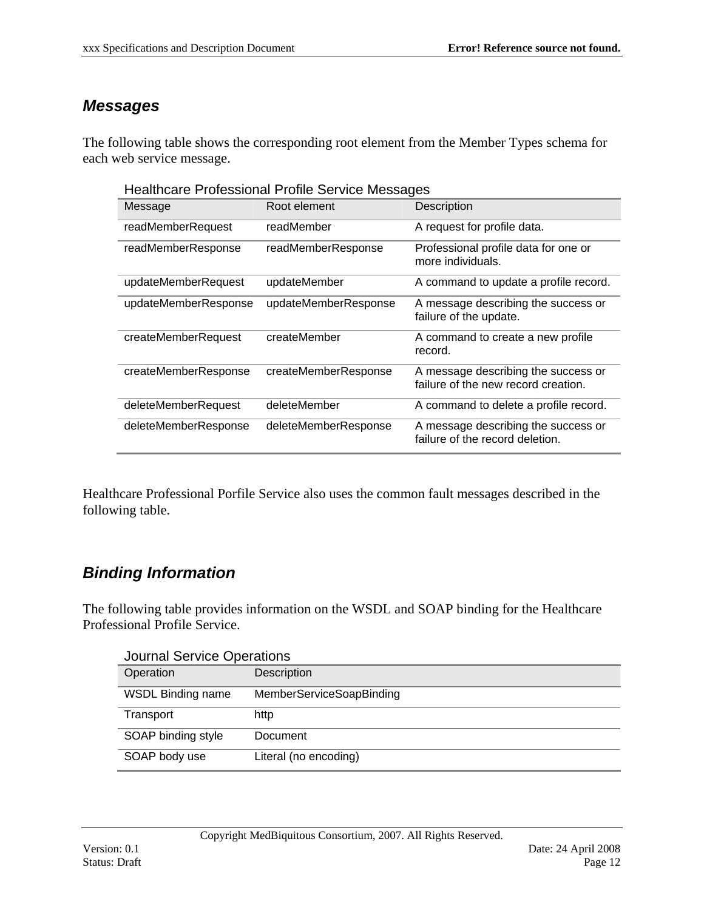## *Messages*

The following table shows the corresponding root element from the Member Types schema for each web service message.

Healthcare Professional Profile Service Messages

| Message | Root element | Description |
|---|---|---|
| readMemberRequest | readMember | A request for profile data. |
| readMemberResponse | readMemberResponse | Professional profile data for one or more individuals. |
| updateMemberRequest | updateMember | A command to update a profile record. |
| updateMemberResponse | updateMemberResponse | A message describing the success or failure of the update. |
| createMemberRequest | createMember | A command to create a new profile record. |
| createMemberResponse | createMemberResponse | A message describing the success or failure of the new record creation. |
| deleteMemberRequest | deleteMember | A command to delete a profile record. |
| deleteMemberResponse | deleteMemberResponse | A message describing the success or failure of the record deletion. |

Healthcare Professional Porfile Service also uses the common fault messages described in the following table.

## *Binding Information*

The following table provides information on the WSDL and SOAP binding for the Healthcare Professional Profile Service.

Journal Service Operations

| Operation | Description |
|---|---|
| WSDL Binding name | MemberServiceSoapBinding |
| Transport | http |
| SOAP binding style | Document |
| SOAP body use | Literal (no encoding) |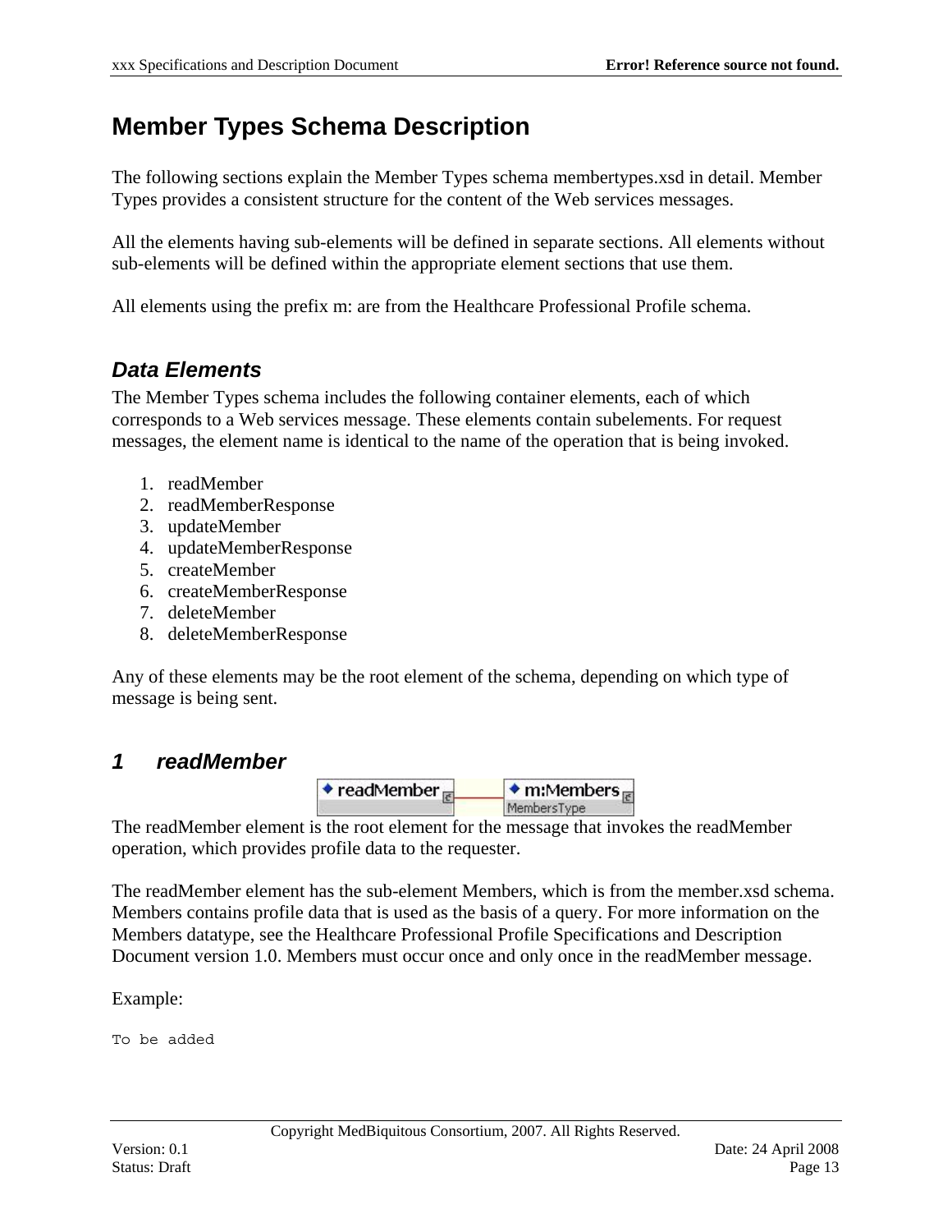# Member Types Schema Description

The following sections explain the Member Types schema membertypes.xsd in detail. Member Types provides a consistent structure for the content of the Web services messages.

All the elements having sub-elements will be defined in separate sections. All elements without sub-elements will be defined within the appropriate element sections that use them.

All elements using the prefix m: are from the Healthcare Professional Profile schema.

## *Data Elements*

The Member Types schema includes the following container elements, each of which corresponds to a Web services message. These elements contain subelements. For request messages, the element name is identical to the name of the operation that is being invoked.

1. readMember
2. readMemberResponse
3. updateMember
4. updateMemberResponse
5. createMember
6. createMemberResponse
7. deleteMember
8. deleteMemberResponse

Any of these elements may be the root element of the schema, depending on which type of message is being sent.

## *1 readMember*

The readMember element is the root element for the message that invokes the readMember operation, which provides profile data to the requester.

The readMember element has the sub-element Members, which is from the member.xsd schema. Members contains profile data that is used as the basis of a query. For more information on the Members datatype, see the Healthcare Professional Profile Specifications and Description Document version 1.0. Members must occur once and only once in the readMember message.

Example:

```
To be added
```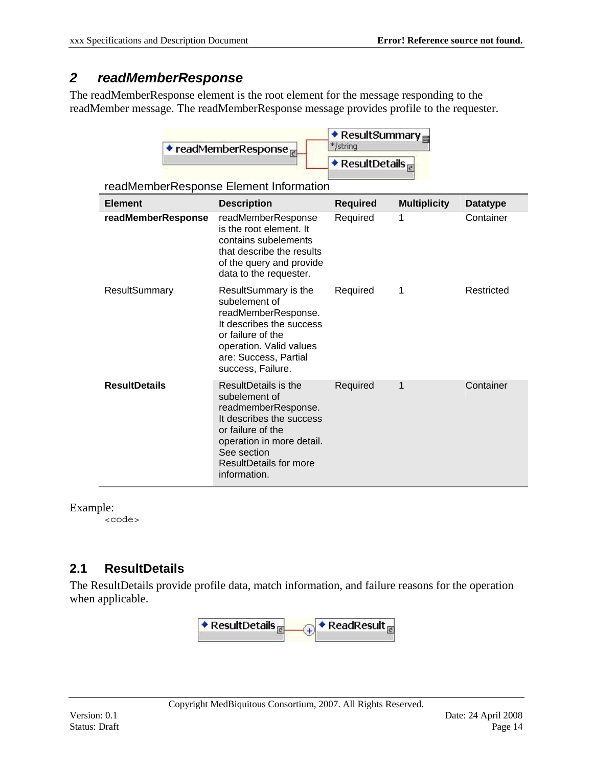## 2 readMemberResponse

The readMemberResponse element is the root element for the message responding to the readMember message. The readMemberResponse message provides profile to the requester.

readMemberResponse Element Information

| Element | Description | Required | Multiplicity | Datatype |
|---|---|---|---|---|
| **readMemberResponse** | readMemberResponse is the root element. It contains subelements that describe the results of the query and provide data to the requester. | Required | 1 | Container |
| ResultSummary | ResultSummary is the subelement of readMemberResponse. It describes the success or failure of the operation. Valid values are: Success, Partial success, Failure. | Required | 1 | Restricted |
| **ResultDetails** | ResultDetails is the subelement of readmemberResponse. It describes the success or failure of the operation in more detail. See section ResultDetails for more information. | Required | 1 | Container |

Example:

```
<code>
```

### 2.1 ResultDetails

The ResultDetails provide profile data, match information, and failure reasons for the operation when applicable.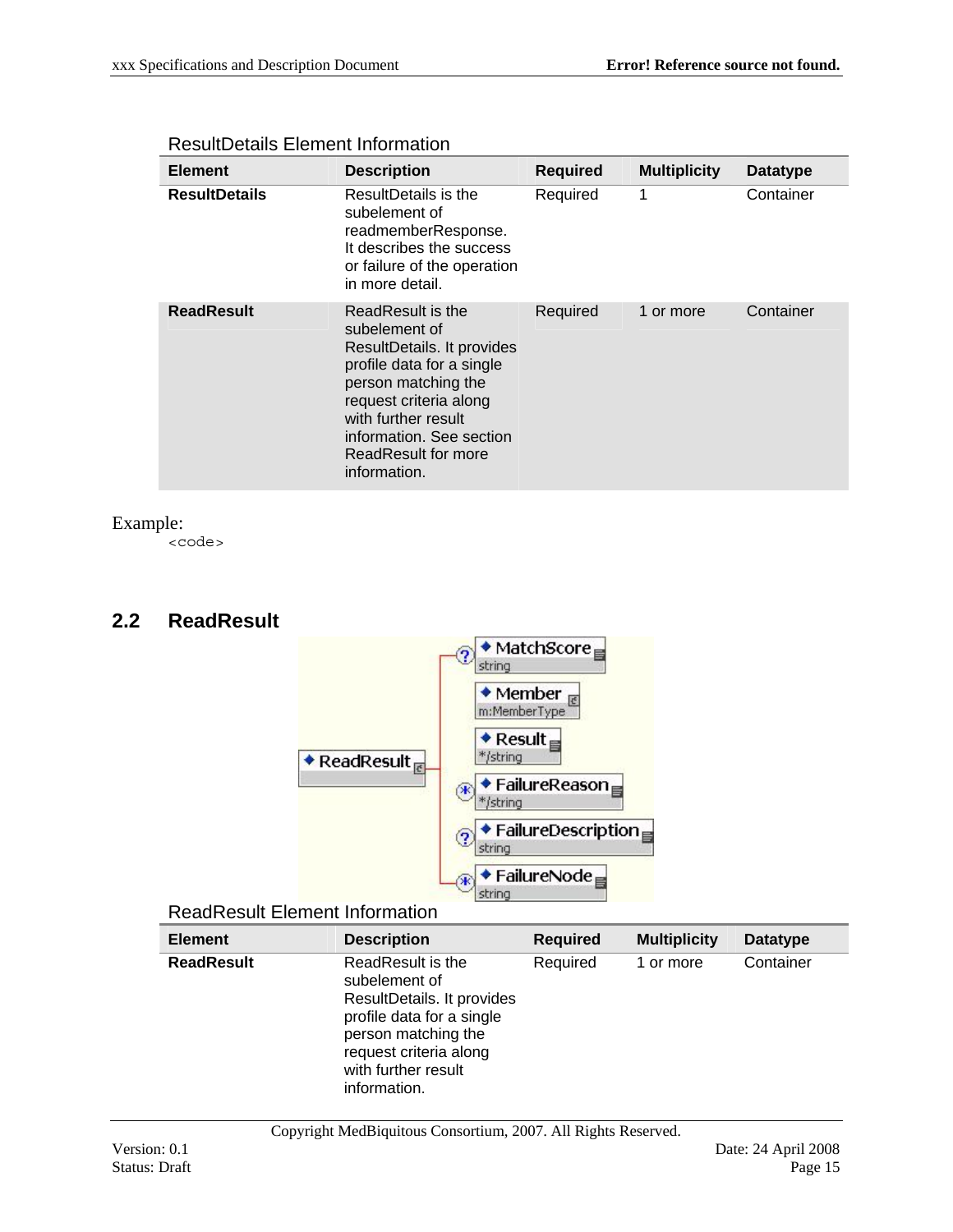ResultDetails Element Information

| Element | Description | Required | Multiplicity | Datatype |
|---|---|---|---|---|
| **ResultDetails** | ResultDetails is the subelement of readmemberResponse. It describes the success or failure of the operation in more detail. | Required | 1 | Container |
| **ReadResult** | ReadResult is the subelement of ResultDetails. It provides profile data for a single person matching the request criteria along with further result information. See section ReadResult for more information. | Required | 1 or more | Container |

Example:

```
<code>
```

## 2.2 ReadResult

ReadResult Element Information

| Element | Description | Required | Multiplicity | Datatype |
|---|---|---|---|---|
| **ReadResult** | ReadResult is the subelement of ResultDetails. It provides profile data for a single person matching the request criteria along with further result information. | Required | 1 or more | Container |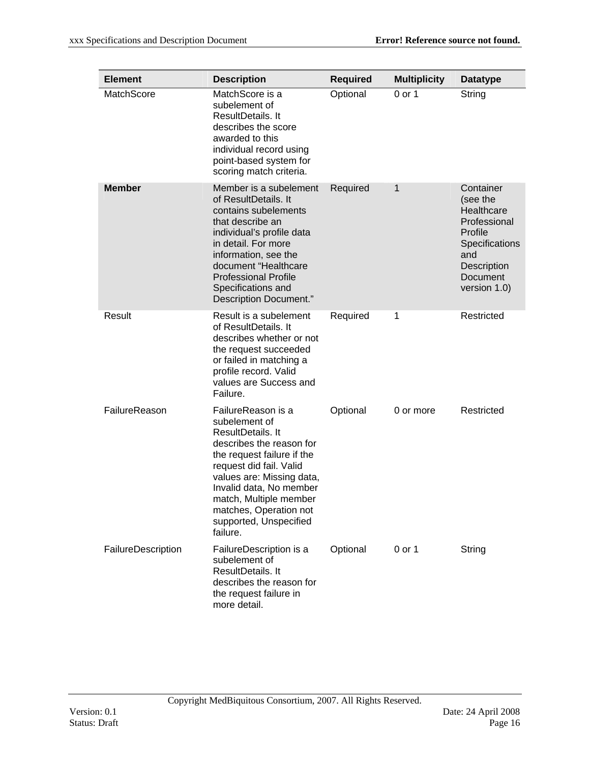| Element | Description | Required | Multiplicity | Datatype |
|---|---|---|---|---|
| MatchScore | MatchScore is a subelement of ResultDetails. It describes the score awarded to this individual record using point-based system for scoring match criteria. | Optional | 0 or 1 | String |
| **Member** | Member is a subelement of ResultDetails. It contains subelements that describe an individual's profile data in detail. For more information, see the document "Healthcare Professional Profile Specifications and Description Document." | Required | 1 | Container (see the Healthcare Professional Profile Specifications and Description Document version 1.0) |
| Result | Result is a subelement of ResultDetails. It describes whether or not the request succeeded or failed in matching a profile record. Valid values are Success and Failure. | Required | 1 | Restricted |
| FailureReason | FailureReason is a subelement of ResultDetails. It describes the reason for the request failure if the request did fail. Valid values are: Missing data, Invalid data, No member match, Multiple member matches, Operation not supported, Unspecified failure. | Optional | 0 or more | Restricted |
| FailureDescription | FailureDescription is a subelement of ResultDetails. It describes the reason for the request failure in more detail. | Optional | 0 or 1 | String |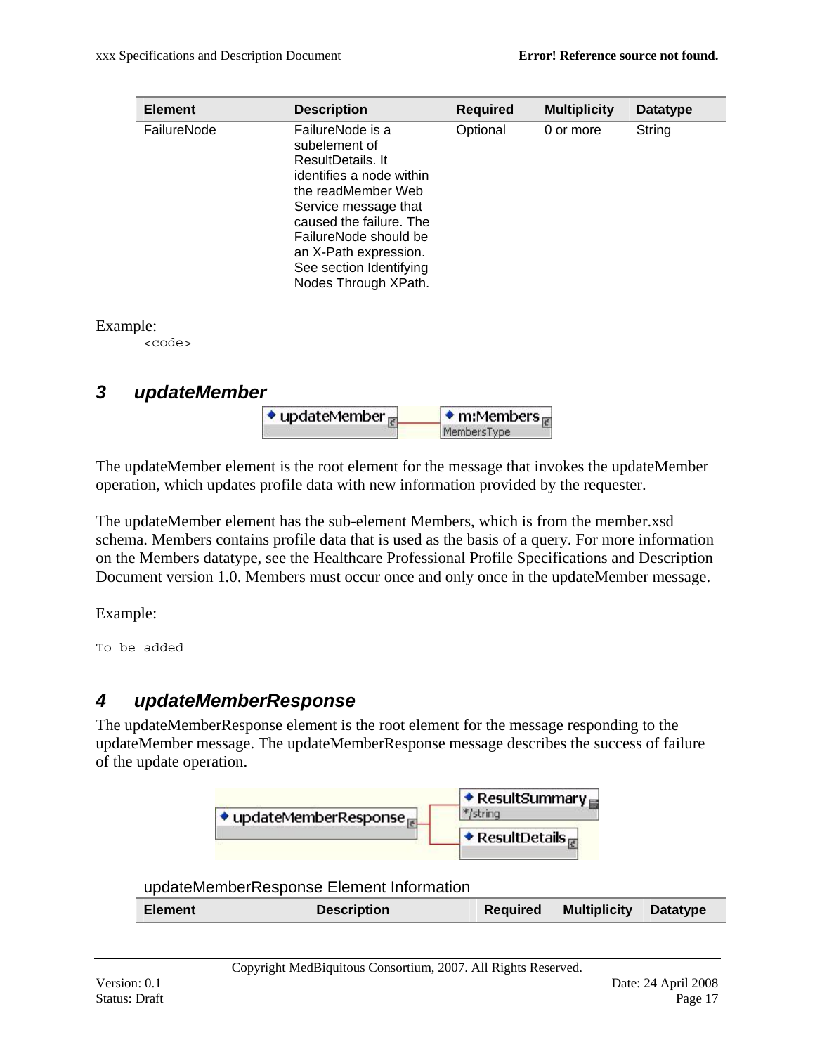| Element | Description | Required | Multiplicity | Datatype |
|---|---|---|---|---|
| FailureNode | FailureNode is a subelement of ResultDetails. It identifies a node within the readMember Web Service message that caused the failure. The FailureNode should be an X-Path expression. See section Identifying Nodes Through XPath. | Optional | 0 or more | String |

Example:

```
<code>
```

## 3 updateMember

The updateMember element is the root element for the message that invokes the updateMember operation, which updates profile data with new information provided by the requester.

The updateMember element has the sub-element Members, which is from the member.xsd schema. Members contains profile data that is used as the basis of a query. For more information on the Members datatype, see the Healthcare Professional Profile Specifications and Description Document version 1.0. Members must occur once and only once in the updateMember message.

Example:

```
To be added
```

## 4 updateMemberResponse

The updateMemberResponse element is the root element for the message responding to the updateMember message. The updateMemberResponse message describes the success of failure of the update operation.

updateMemberResponse Element Information

| Element | Description | Required | Multiplicity | Datatype |
|---|---|---|---|---|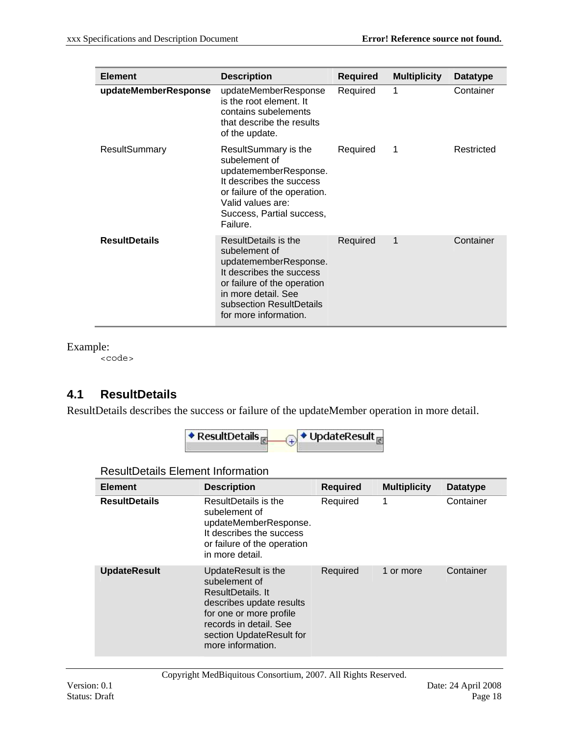| Element | Description | Required | Multiplicity | Datatype |
|---|---|---|---|---|
| **updateMemberResponse** | updateMemberResponse is the root element. It contains subelements that describe the results of the update. | Required | 1 | Container |
| ResultSummary | ResultSummary is the subelement of updatememberResponse. It describes the success or failure of the operation. Valid values are: Success, Partial success, Failure. | Required | 1 | Restricted |
| **ResultDetails** | ResultDetails is the subelement of updatememberResponse. It describes the success or failure of the operation in more detail. See subsection ResultDetails for more information. | Required | 1 | Container |

Example:

```
<code>
```

## 4.1 ResultDetails

ResultDetails describes the success or failure of the updateMember operation in more detail.

ResultDetails Element Information

| Element | Description | Required | Multiplicity | Datatype |
|---|---|---|---|---|
| **ResultDetails** | ResultDetails is the subelement of updateMemberResponse. It describes the success or failure of the operation in more detail. | Required | 1 | Container |
| **UpdateResult** | UpdateResult is the subelement of ResultDetails. It describes update results for one or more profile records in detail. See section UpdateResult for more information. | Required | 1 or more | Container |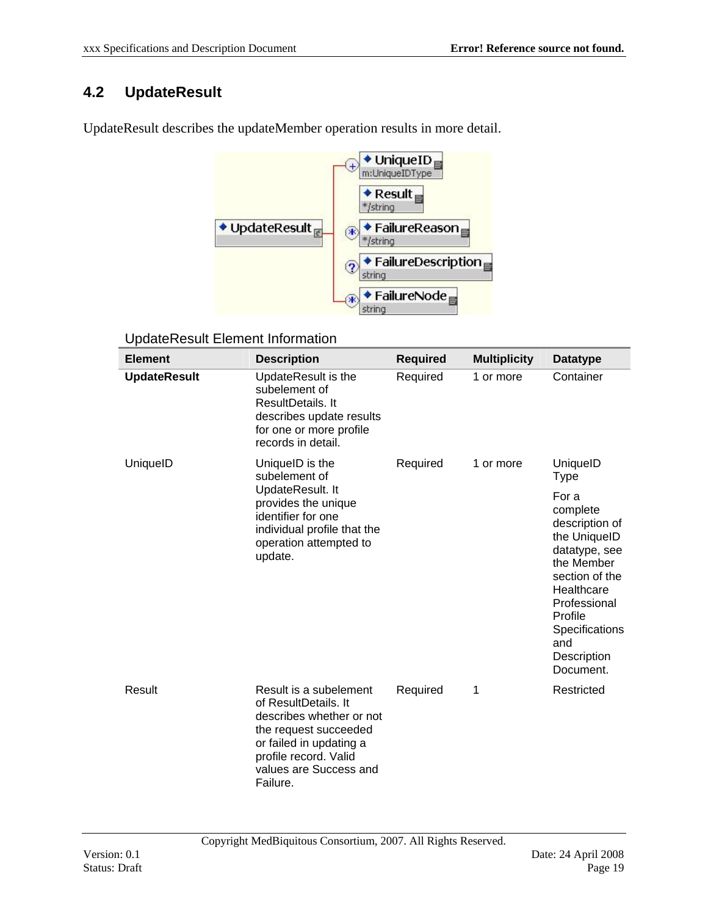## 4.2 UpdateResult

UpdateResult describes the updateMember operation results in more detail.

UpdateResult Element Information

| Element | Description | Required | Multiplicity | Datatype |
|---|---|---|---|---|
| **UpdateResult** | UpdateResult is the subelement of ResultDetails. It describes update results for one or more profile records in detail. | Required | 1 or more | Container |
| UniqueID | UniqueID is the subelement of UpdateResult. It provides the unique identifier for one individual profile that the operation attempted to update. | Required | 1 or more | UniqueID Type<br><br>For a complete description of the UniqueID datatype, see the Member section of the Healthcare Professional Profile Specifications and Description Document. |
| Result | Result is a subelement of ResultDetails. It describes whether or not the request succeeded or failed in updating a profile record. Valid values are Success and Failure. | Required | 1 | Restricted |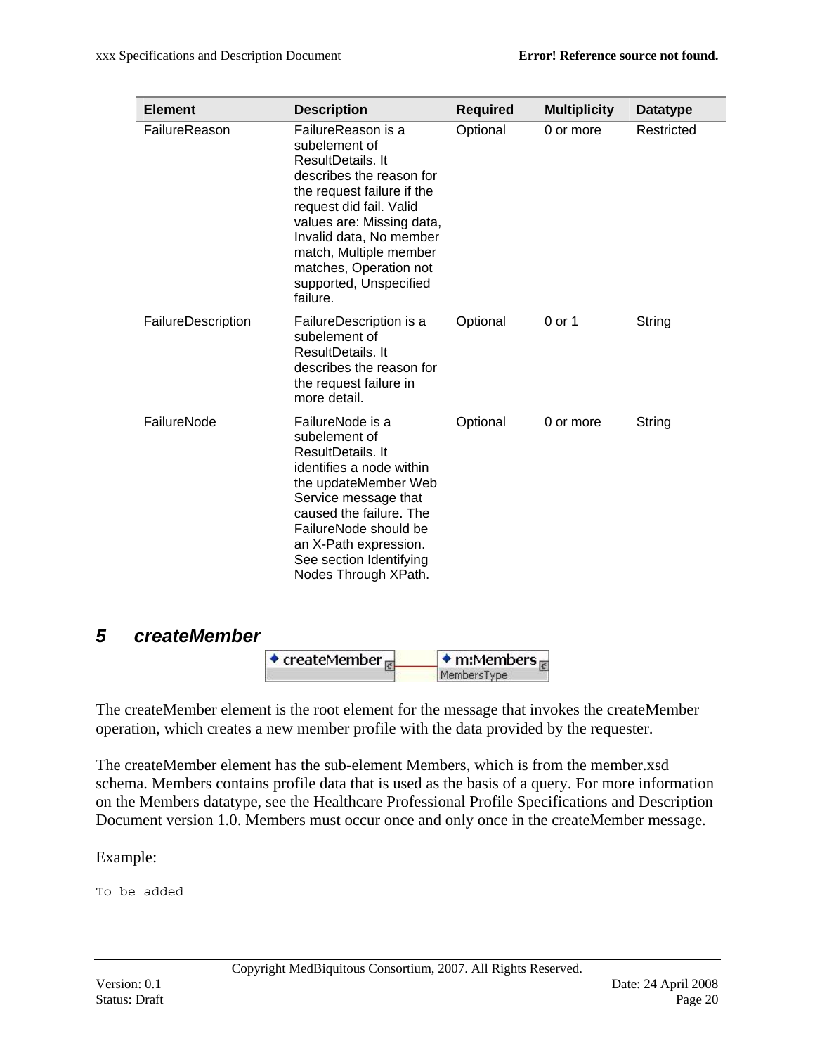| Element | Description | Required | Multiplicity | Datatype |
| --- | --- | --- | --- | --- |
| FailureReason | FailureReason is a subelement of ResultDetails. It describes the reason for the request failure if the request did fail. Valid values are: Missing data, Invalid data, No member match, Multiple member matches, Operation not supported, Unspecified failure. | Optional | 0 or more | Restricted |
| FailureDescription | FailureDescription is a subelement of ResultDetails. It describes the reason for the request failure in more detail. | Optional | 0 or 1 | String |
| FailureNode | FailureNode is a subelement of ResultDetails. It identifies a node within the updateMember Web Service message that caused the failure. The FailureNode should be an X-Path expression. See section Identifying Nodes Through XPath. | Optional | 0 or more | String |

# 5 createMember

The createMember element is the root element for the message that invokes the createMember operation, which creates a new member profile with the data provided by the requester.

The createMember element has the sub-element Members, which is from the member.xsd schema. Members contains profile data that is used as the basis of a query. For more information on the Members datatype, see the Healthcare Professional Profile Specifications and Description Document version 1.0. Members must occur once and only once in the createMember message.

Example:

```
To be added
```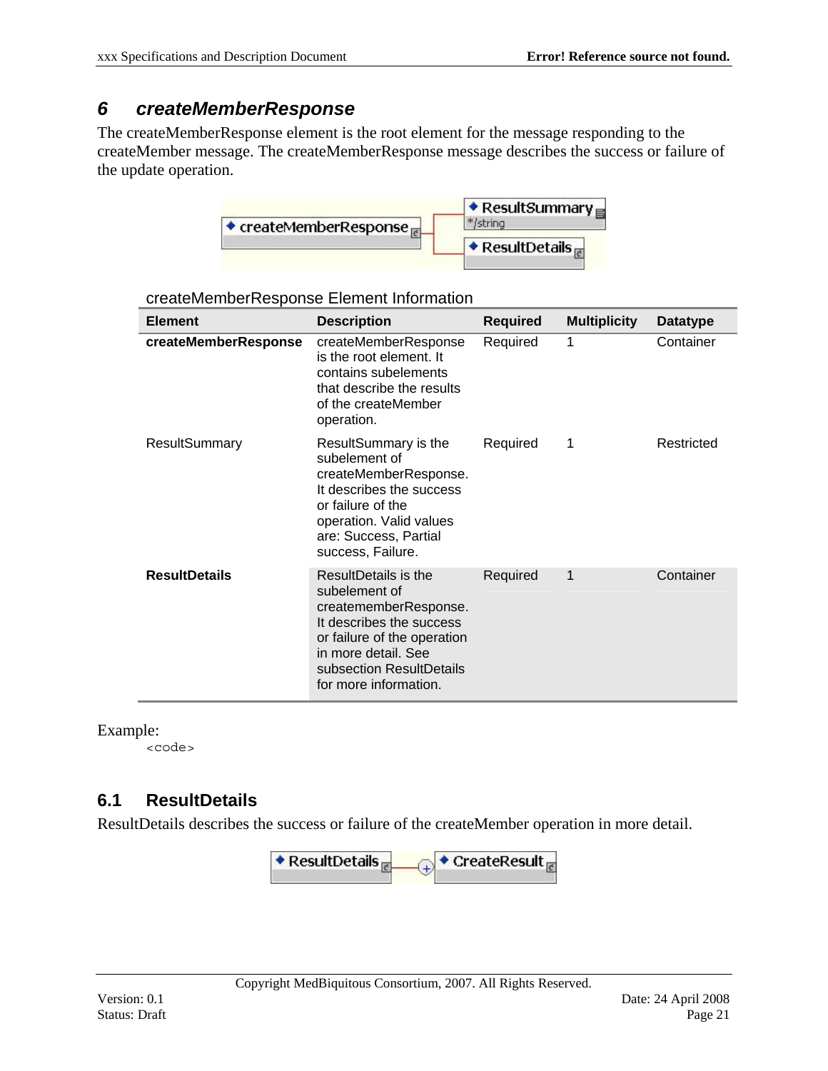# 6 createMemberResponse

The createMemberResponse element is the root element for the message responding to the createMember message. The createMemberResponse message describes the success or failure of the update operation.

createMemberResponse Element Information

| Element | Description | Required | Multiplicity | Datatype |
|---|---|---|---|---|
| **createMemberResponse** | createMemberResponse is the root element. It contains subelements that describe the results of the createMember operation. | Required | 1 | Container |
| ResultSummary | ResultSummary is the subelement of createMemberResponse. It describes the success or failure of the operation. Valid values are: Success, Partial success, Failure. | Required | 1 | Restricted |
| **ResultDetails** | ResultDetails is the subelement of creatememberResponse. It describes the success or failure of the operation in more detail. See subsection ResultDetails for more information. | Required | 1 | Container |

Example:

```
<code>
```

## 6.1 ResultDetails

ResultDetails describes the success or failure of the createMember operation in more detail.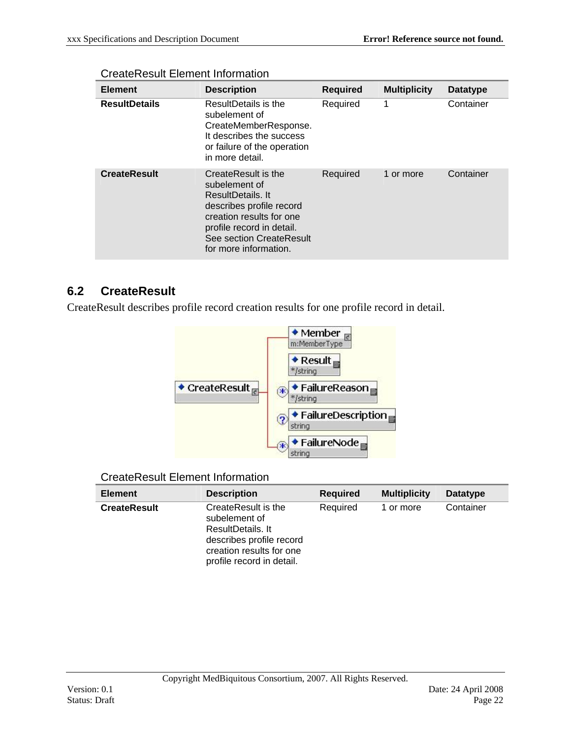CreateResult Element Information

| Element | Description | Required | Multiplicity | Datatype |
|---|---|---|---|---|
| **ResultDetails** | ResultDetails is the subelement of CreateMemberResponse. It describes the success or failure of the operation in more detail. | Required | 1 | Container |
| **CreateResult** | CreateResult is the subelement of ResultDetails. It describes profile record creation results for one profile record in detail. See section CreateResult for more information. | Required | 1 or more | Container |

## 6.2 CreateResult

CreateResult describes profile record creation results for one profile record in detail.

CreateResult Element Information

| Element | Description | Required | Multiplicity | Datatype |
|---|---|---|---|---|
| **CreateResult** | CreateResult is the subelement of ResultDetails. It describes profile record creation results for one profile record in detail. | Required | 1 or more | Container |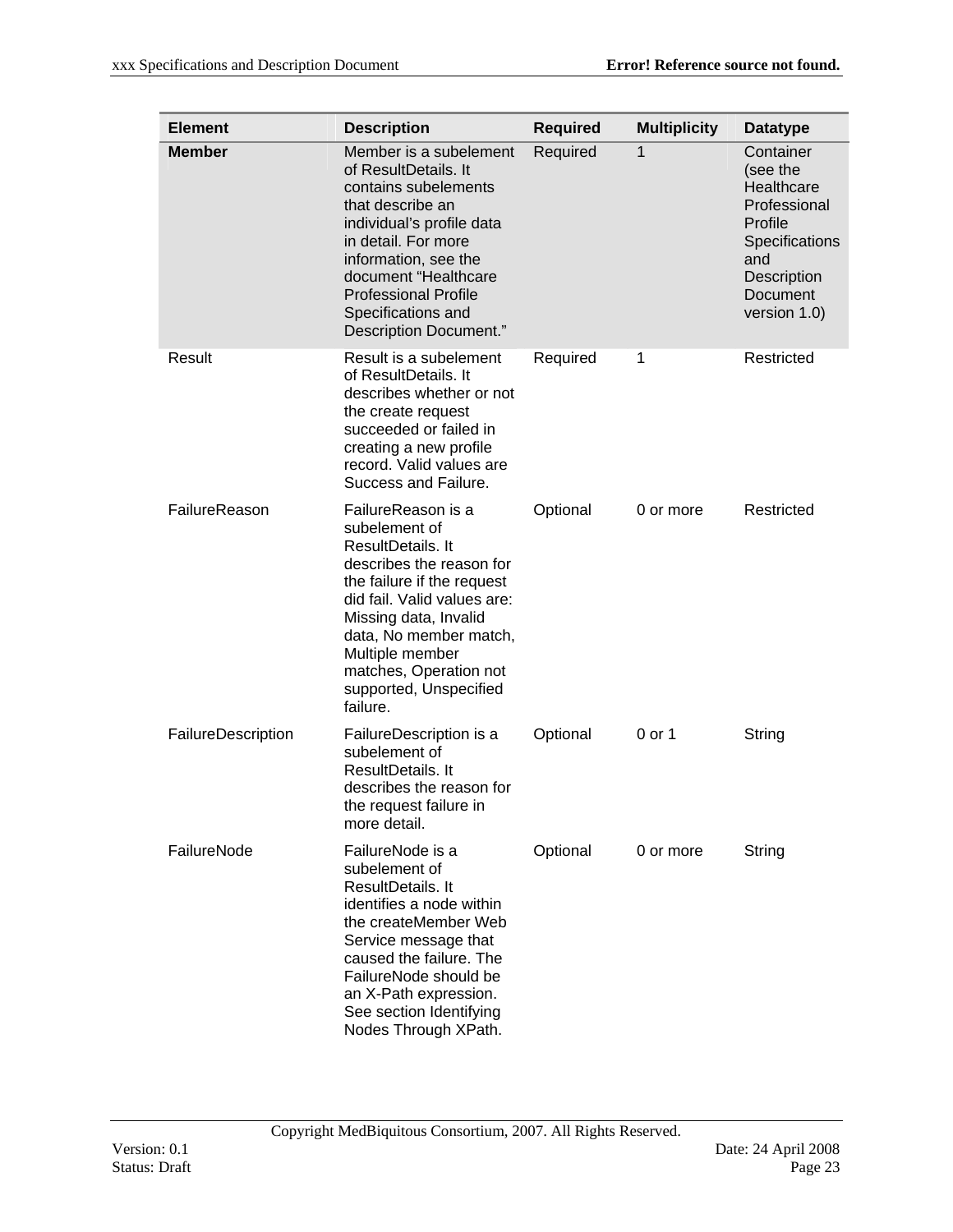| Element | Description | Required | Multiplicity | Datatype |
|---|---|---|---|---|
| **Member** | Member is a subelement of ResultDetails. It contains subelements that describe an individual's profile data in detail. For more information, see the document "Healthcare Professional Profile Specifications and Description Document." | Required | 1 | Container (see the Healthcare Professional Profile Specifications and Description Document version 1.0) |
| Result | Result is a subelement of ResultDetails. It describes whether or not the create request succeeded or failed in creating a new profile record. Valid values are Success and Failure. | Required | 1 | Restricted |
| FailureReason | FailureReason is a subelement of ResultDetails. It describes the reason for the failure if the request did fail. Valid values are: Missing data, Invalid data, No member match, Multiple member matches, Operation not supported, Unspecified failure. | Optional | 0 or more | Restricted |
| FailureDescription | FailureDescription is a subelement of ResultDetails. It describes the reason for the request failure in more detail. | Optional | 0 or 1 | String |
| FailureNode | FailureNode is a subelement of ResultDetails. It identifies a node within the createMember Web Service message that caused the failure. The FailureNode should be an X-Path expression. See section Identifying Nodes Through XPath. | Optional | 0 or more | String |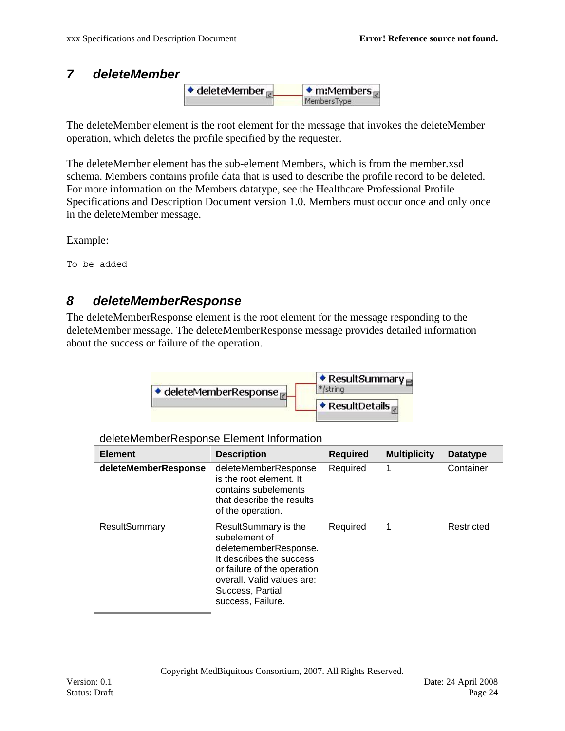## 7 deleteMember

The deleteMember element is the root element for the message that invokes the deleteMember operation, which deletes the profile specified by the requester.

The deleteMember element has the sub-element Members, which is from the member.xsd schema. Members contains profile data that is used to describe the profile record to be deleted. For more information on the Members datatype, see the Healthcare Professional Profile Specifications and Description Document version 1.0. Members must occur once and only once in the deleteMember message.

Example:

```
To be added
```

## 8 deleteMemberResponse

The deleteMemberResponse element is the root element for the message responding to the deleteMember message. The deleteMemberResponse message provides detailed information about the success or failure of the operation.

deleteMemberResponse Element Information

| Element | Description | Required | Multiplicity | Datatype |
|---|---|---|---|---|
| **deleteMemberResponse** | deleteMemberResponse is the root element. It contains subelements that describe the results of the operation. | Required | 1 | Container |
| ResultSummary | ResultSummary is the subelement of deletememberResponse. It describes the success or failure of the operation overall. Valid values are: Success, Partial success, Failure. | Required | 1 | Restricted |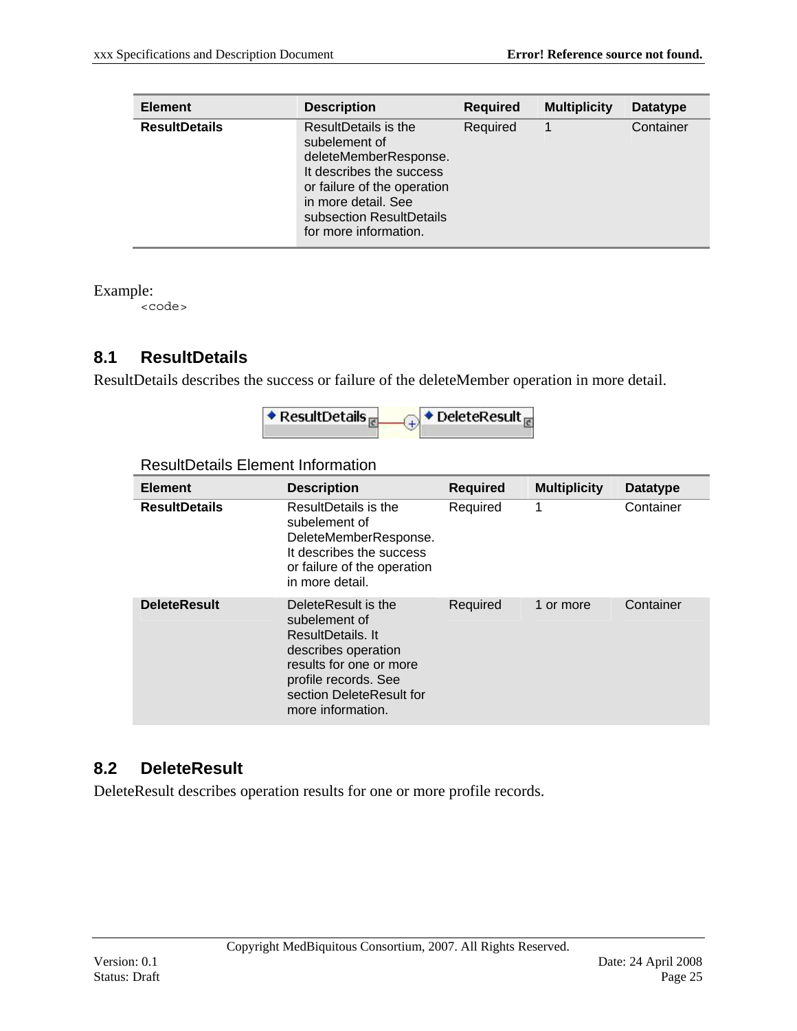| Element | Description | Required | Multiplicity | Datatype |
|---|---|---|---|---|
| **ResultDetails** | ResultDetails is the subelement of deleteMemberResponse. It describes the success or failure of the operation in more detail. See subsection ResultDetails for more information. | Required | 1 | Container |

Example:

```
<code>
```

## 8.1 ResultDetails

ResultDetails describes the success or failure of the deleteMember operation in more detail.

ResultDetails Element Information

| Element | Description | Required | Multiplicity | Datatype |
|---|---|---|---|---|
| **ResultDetails** | ResultDetails is the subelement of DeleteMemberResponse. It describes the success or failure of the operation in more detail. | Required | 1 | Container |
| **DeleteResult** | DeleteResult is the subelement of ResultDetails. It describes operation results for one or more profile records. See section DeleteResult for more information. | Required | 1 or more | Container |

## 8.2 DeleteResult

DeleteResult describes operation results for one or more profile records.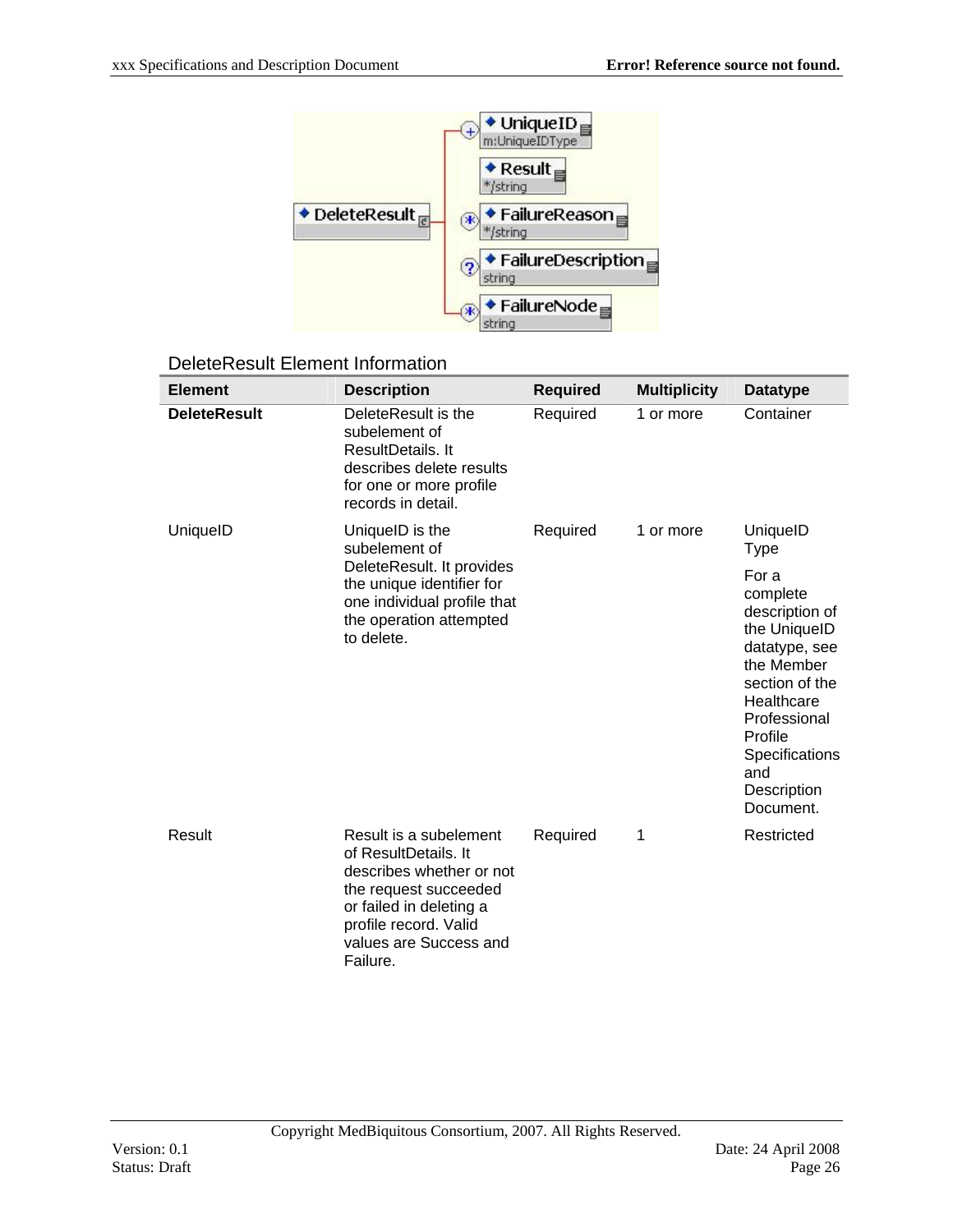DeleteResult Element Information

| Element | Description | Required | Multiplicity | Datatype |
|---|---|---|---|---|
| **DeleteResult** | DeleteResult is the subelement of ResultDetails. It describes delete results for one or more profile records in detail. | Required | 1 or more | Container |
| UniqueID | UniqueID is the subelement of DeleteResult. It provides the unique identifier for one individual profile that the operation attempted to delete. | Required | 1 or more | UniqueID Type<br><br>For a complete description of the UniqueID datatype, see the Member section of the Healthcare Professional Profile Specifications and Description Document. |
| Result | Result is a subelement of ResultDetails. It describes whether or not the request succeeded or failed in deleting a profile record. Valid values are Success and Failure. | Required | 1 | Restricted |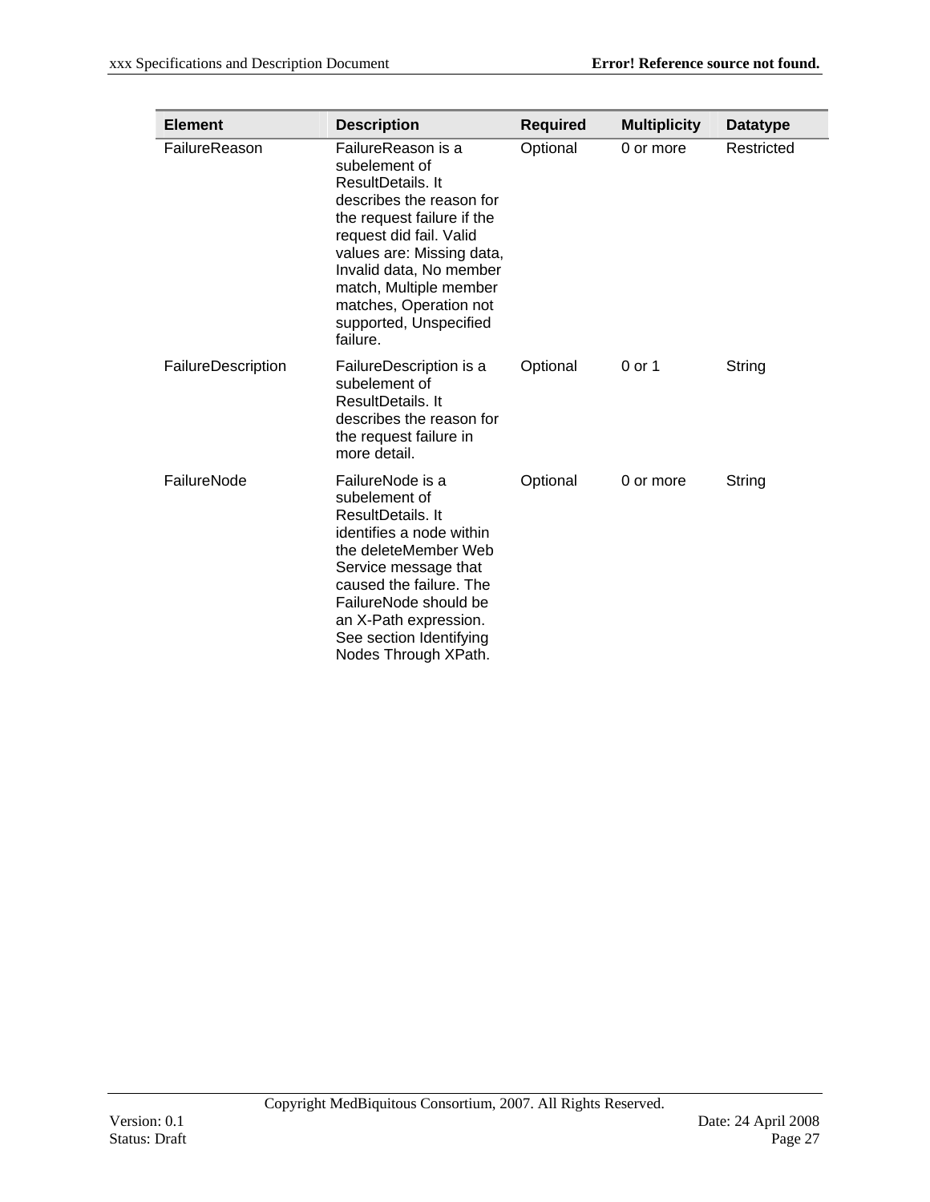| Element | Description | Required | Multiplicity | Datatype |
| --- | --- | --- | --- | --- |
| FailureReason | FailureReason is a subelement of ResultDetails. It describes the reason for the request failure if the request did fail. Valid values are: Missing data, Invalid data, No member match, Multiple member matches, Operation not supported, Unspecified failure. | Optional | 0 or more | Restricted |
| FailureDescription | FailureDescription is a subelement of ResultDetails. It describes the reason for the request failure in more detail. | Optional | 0 or 1 | String |
| FailureNode | FailureNode is a subelement of ResultDetails. It identifies a node within the deleteMember Web Service message that caused the failure. The FailureNode should be an X-Path expression. See section Identifying Nodes Through XPath. | Optional | 0 or more | String |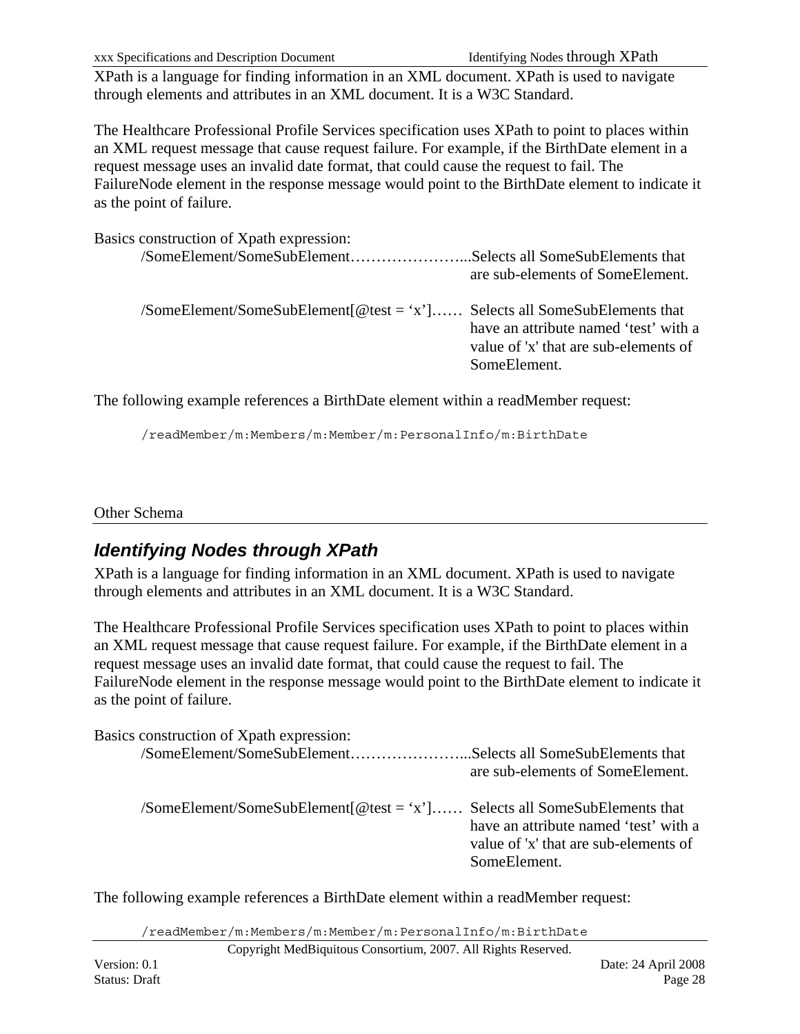XPath is a language for finding information in an XML document. XPath is used to navigate through elements and attributes in an XML document. It is a W3C Standard.

The Healthcare Professional Profile Services specification uses XPath to point to places within an XML request message that cause request failure. For example, if the BirthDate element in a request message uses an invalid date format, that could cause the request to fail. The FailureNode element in the response message would point to the BirthDate element to indicate it as the point of failure.

Basics construction of Xpath expression:

/SomeElement/SomeSubElement…………………...Selects all SomeSubElements that are sub-elements of SomeElement.

/SomeElement/SomeSubElement[@test = ‘x’]…… Selects all SomeSubElements that have an attribute named ‘test’ with a value of 'x' that are sub-elements of SomeElement.

The following example references a BirthDate element within a readMember request:

```
/readMember/m:Members/m:Member/m:PersonalInfo/m:BirthDate
```

Other Schema

## *Identifying Nodes through XPath*

XPath is a language for finding information in an XML document. XPath is used to navigate through elements and attributes in an XML document. It is a W3C Standard.

The Healthcare Professional Profile Services specification uses XPath to point to places within an XML request message that cause request failure. For example, if the BirthDate element in a request message uses an invalid date format, that could cause the request to fail. The FailureNode element in the response message would point to the BirthDate element to indicate it as the point of failure.

Basics construction of Xpath expression:

/SomeElement/SomeSubElement…………………...Selects all SomeSubElements that are sub-elements of SomeElement.

/SomeElement/SomeSubElement[@test = ‘x’]…… Selects all SomeSubElements that have an attribute named ‘test’ with a value of 'x' that are sub-elements of SomeElement.

The following example references a BirthDate element within a readMember request:

```
/readMember/m:Members/m:Member/m:PersonalInfo/m:BirthDate
```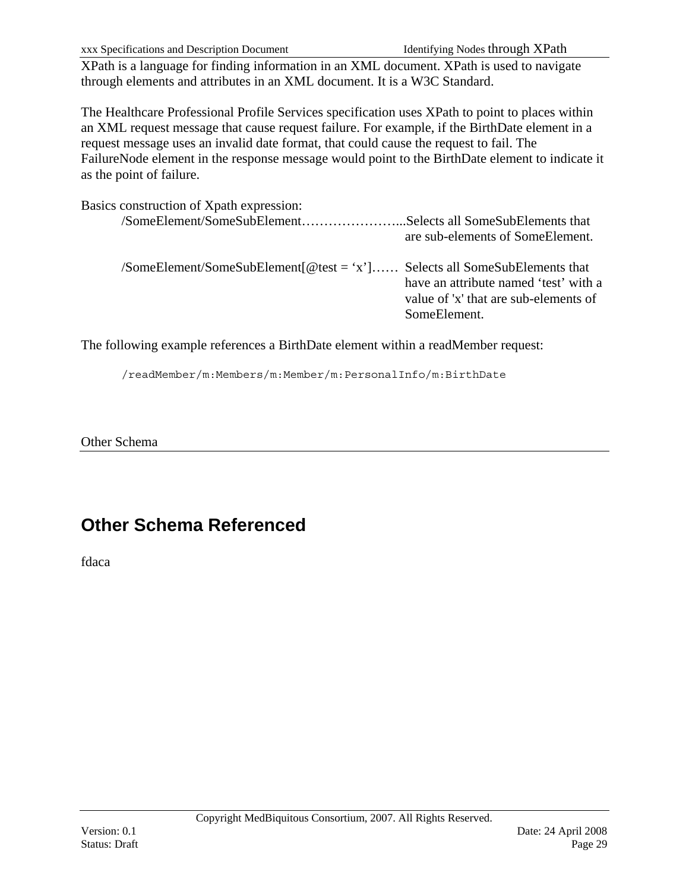XPath is a language for finding information in an XML document. XPath is used to navigate through elements and attributes in an XML document. It is a W3C Standard.

The Healthcare Professional Profile Services specification uses XPath to point to places within an XML request message that cause request failure. For example, if the BirthDate element in a request message uses an invalid date format, that could cause the request to fail. The FailureNode element in the response message would point to the BirthDate element to indicate it as the point of failure.

Basics construction of Xpath expression:

/SomeElement/SomeSubElement…………………...Selects all SomeSubElements that are sub-elements of SomeElement.

/SomeElement/SomeSubElement[@test = 'x']…… Selects all SomeSubElements that have an attribute named 'test' with a value of 'x' that are sub-elements of SomeElement.

The following example references a BirthDate element within a readMember request:

```
/readMember/m:Members/m:Member/m:PersonalInfo/m:BirthDate
```

Other Schema

# Other Schema Referenced

fdaca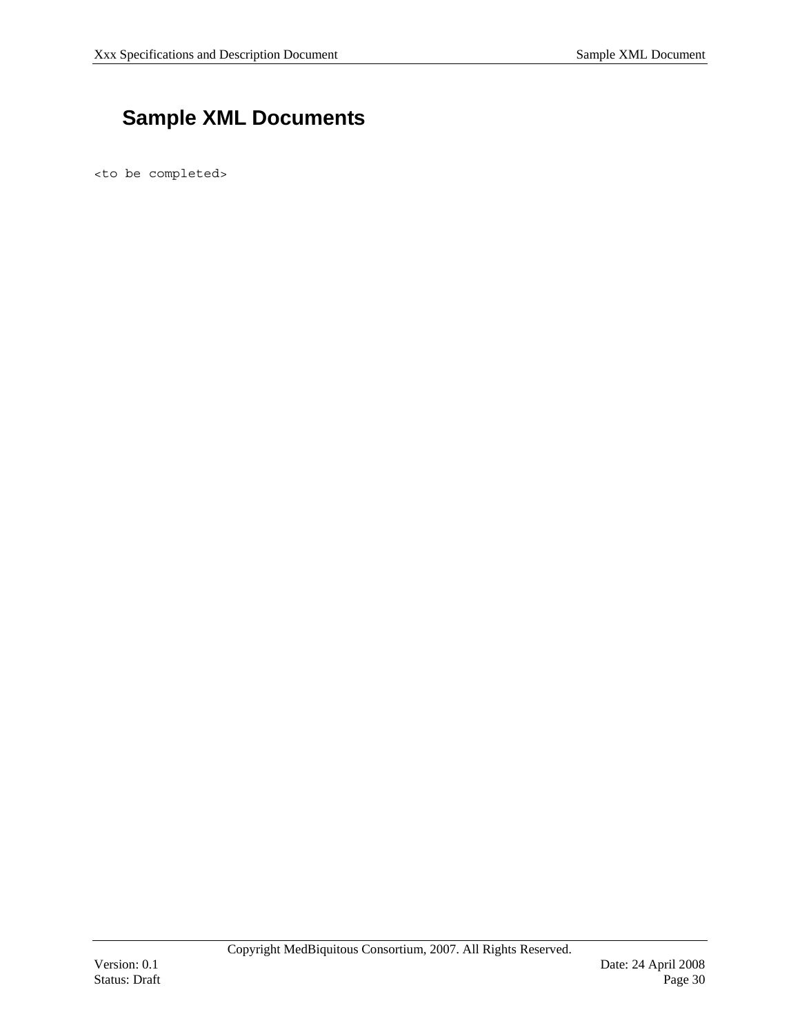# Sample XML Documents

```
<to be completed>
```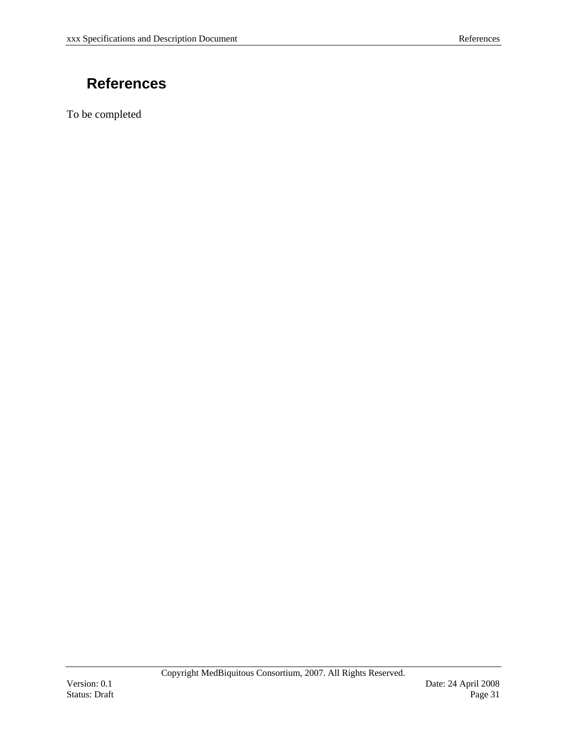# References

To be completed